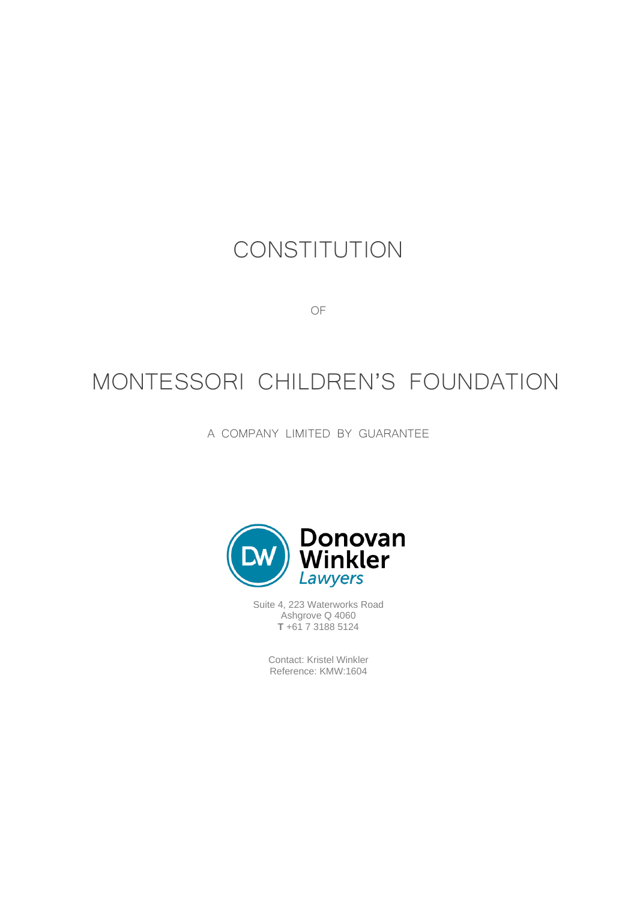# CONSTITUTION

OF

# MONTESSORI CHILDREN'S FOUNDATION

A COMPANY LIMITED BY GUARANTEE

Donovan Winkler Lawyers

Suite 4, 223 Waterworks Road
Ashgrove Q 4060
**T** +61 7 3188 5124

Contact: Kristel Winkler
Reference: KMW:1604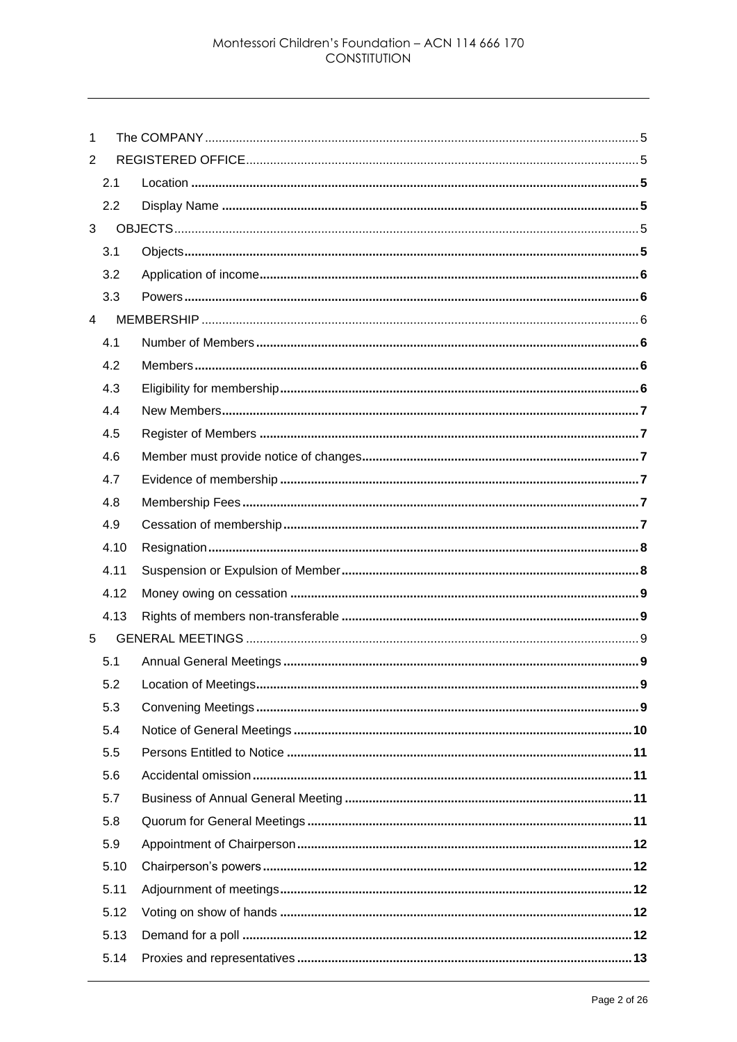| | | |
|---|---|---|
| 1 | The COMPANY | 5 |
| 2 | REGISTERED OFFICE | 5 |
| 2.1 | Location | 5 |
| 2.2 | Display Name | 5 |
| 3 | OBJECTS | 5 |
| 3.1 | Objects | 5 |
| 3.2 | Application of income | 6 |
| 3.3 | Powers | 6 |
| 4 | MEMBERSHIP | 6 |
| 4.1 | Number of Members | 6 |
| 4.2 | Members | 6 |
| 4.3 | Eligibility for membership | 6 |
| 4.4 | New Members | 7 |
| 4.5 | Register of Members | 7 |
| 4.6 | Member must provide notice of changes | 7 |
| 4.7 | Evidence of membership | 7 |
| 4.8 | Membership Fees | 7 |
| 4.9 | Cessation of membership | 7 |
| 4.10 | Resignation | 8 |
| 4.11 | Suspension or Expulsion of Member | 8 |
| 4.12 | Money owing on cessation | 9 |
| 4.13 | Rights of members non-transferable | 9 |
| 5 | GENERAL MEETINGS | 9 |
| 5.1 | Annual General Meetings | 9 |
| 5.2 | Location of Meetings | 9 |
| 5.3 | Convening Meetings | 9 |
| 5.4 | Notice of General Meetings | 10 |
| 5.5 | Persons Entitled to Notice | 11 |
| 5.6 | Accidental omission | 11 |
| 5.7 | Business of Annual General Meeting | 11 |
| 5.8 | Quorum for General Meetings | 11 |
| 5.9 | Appointment of Chairperson | 12 |
| 5.10 | Chairperson's powers | 12 |
| 5.11 | Adjournment of meetings | 12 |
| 5.12 | Voting on show of hands | 12 |
| 5.13 | Demand for a poll | 12 |
| 5.14 | Proxies and representatives | 13 |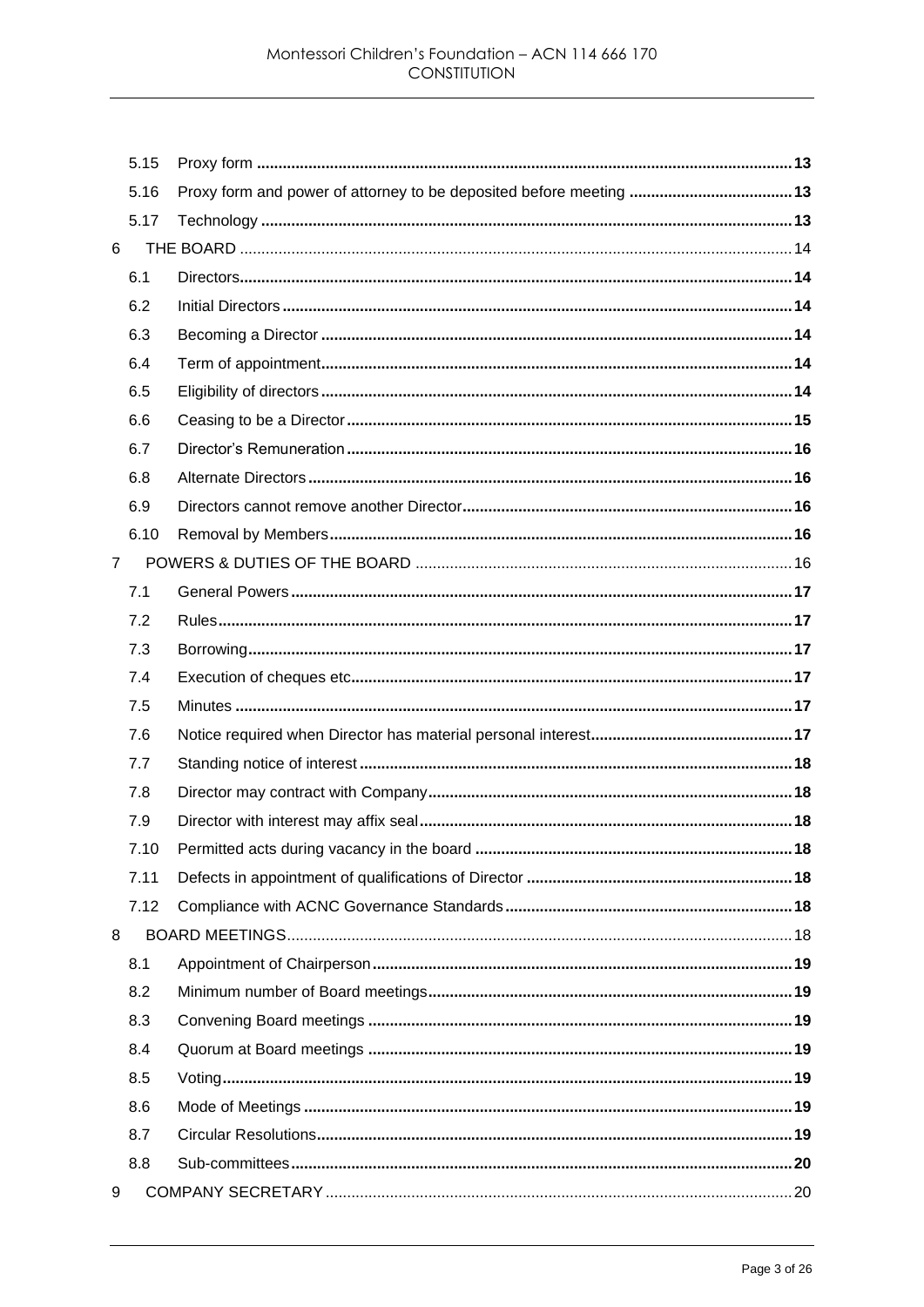| | | |
|---|---|---|
| 5.15 | Proxy form | 13 |
| 5.16 | Proxy form and power of attorney to be deposited before meeting | 13 |
| 5.17 | Technology | 13 |
| 6 | THE BOARD | 14 |
| 6.1 | Directors | 14 |
| 6.2 | Initial Directors | 14 |
| 6.3 | Becoming a Director | 14 |
| 6.4 | Term of appointment | 14 |
| 6.5 | Eligibility of directors | 14 |
| 6.6 | Ceasing to be a Director | 15 |
| 6.7 | Director's Remuneration | 16 |
| 6.8 | Alternate Directors | 16 |
| 6.9 | Directors cannot remove another Director | 16 |
| 6.10 | Removal by Members | 16 |
| 7 | POWERS & DUTIES OF THE BOARD | 16 |
| 7.1 | General Powers | 17 |
| 7.2 | Rules | 17 |
| 7.3 | Borrowing | 17 |
| 7.4 | Execution of cheques etc | 17 |
| 7.5 | Minutes | 17 |
| 7.6 | Notice required when Director has material personal interest | 17 |
| 7.7 | Standing notice of interest | 18 |
| 7.8 | Director may contract with Company | 18 |
| 7.9 | Director with interest may affix seal | 18 |
| 7.10 | Permitted acts during vacancy in the board | 18 |
| 7.11 | Defects in appointment of qualifications of Director | 18 |
| 7.12 | Compliance with ACNC Governance Standards | 18 |
| 8 | BOARD MEETINGS | 18 |
| 8.1 | Appointment of Chairperson | 19 |
| 8.2 | Minimum number of Board meetings | 19 |
| 8.3 | Convening Board meetings | 19 |
| 8.4 | Quorum at Board meetings | 19 |
| 8.5 | Voting | 19 |
| 8.6 | Mode of Meetings | 19 |
| 8.7 | Circular Resolutions | 19 |
| 8.8 | Sub-committees | 20 |
| 9 | COMPANY SECRETARY | 20 |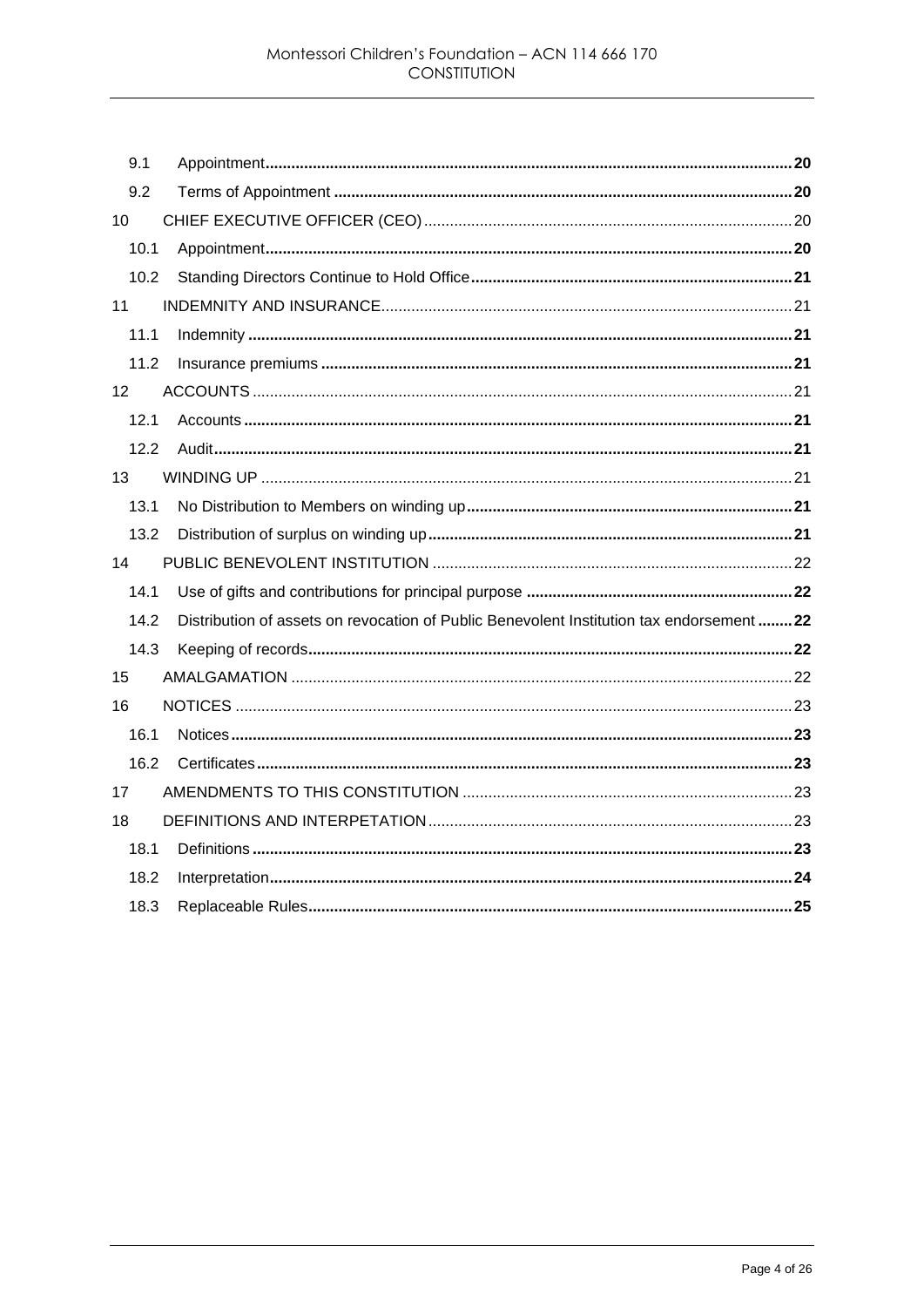| | | |
|---|---|---|
| 9.1 | Appointment | **20** |
| 9.2 | Terms of Appointment | **20** |
| 10 | CHIEF EXECUTIVE OFFICER (CEO) | 20 |
| 10.1 | Appointment | **20** |
| 10.2 | Standing Directors Continue to Hold Office | **21** |
| 11 | INDEMNITY AND INSURANCE | 21 |
| 11.1 | Indemnity | **21** |
| 11.2 | Insurance premiums | **21** |
| 12 | ACCOUNTS | 21 |
| 12.1 | Accounts | **21** |
| 12.2 | Audit | **21** |
| 13 | WINDING UP | 21 |
| 13.1 | No Distribution to Members on winding up | **21** |
| 13.2 | Distribution of surplus on winding up | **21** |
| 14 | PUBLIC BENEVOLENT INSTITUTION | 22 |
| 14.1 | Use of gifts and contributions for principal purpose | **22** |
| 14.2 | Distribution of assets on revocation of Public Benevolent Institution tax endorsement | **22** |
| 14.3 | Keeping of records | **22** |
| 15 | AMALGAMATION | 22 |
| 16 | NOTICES | 23 |
| 16.1 | Notices | **23** |
| 16.2 | Certificates | **23** |
| 17 | AMENDMENTS TO THIS CONSTITUTION | 23 |
| 18 | DEFINITIONS AND INTERPETATION | 23 |
| 18.1 | Definitions | **23** |
| 18.2 | Interpretation | **24** |
| 18.3 | Replaceable Rules | **25** |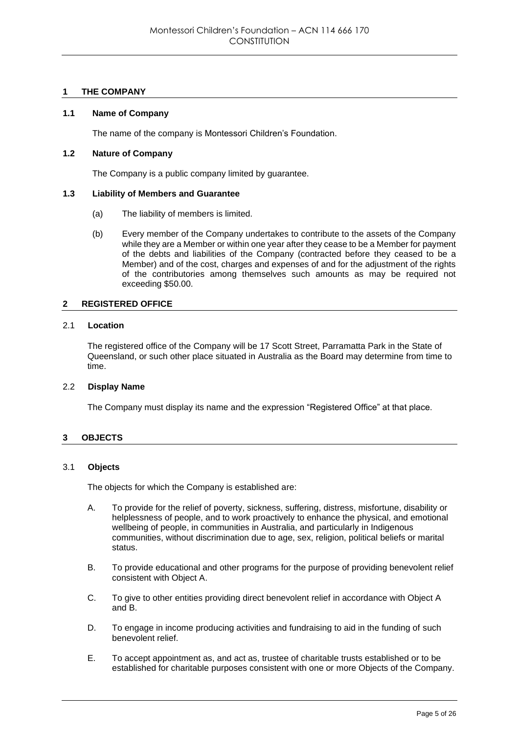## 1 THE COMPANY

### 1.1 Name of Company

The name of the company is Montessori Children's Foundation.

### 1.2 Nature of Company

The Company is a public company limited by guarantee.

### 1.3 Liability of Members and Guarantee

(a) The liability of members is limited.

(b) Every member of the Company undertakes to contribute to the assets of the Company while they are a Member or within one year after they cease to be a Member for payment of the debts and liabilities of the Company (contracted before they ceased to be a Member) and of the cost, charges and expenses of and for the adjustment of the rights of the contributories among themselves such amounts as may be required not exceeding $50.00.

## 2 REGISTERED OFFICE

### 2.1 Location

The registered office of the Company will be 17 Scott Street, Parramatta Park in the State of Queensland, or such other place situated in Australia as the Board may determine from time to time.

### 2.2 Display Name

The Company must display its name and the expression "Registered Office" at that place.

## 3 OBJECTS

### 3.1 Objects

The objects for which the Company is established are:

A. To provide for the relief of poverty, sickness, suffering, distress, misfortune, disability or helplessness of people, and to work proactively to enhance the physical, and emotional wellbeing of people, in communities in Australia, and particularly in Indigenous communities, without discrimination due to age, sex, religion, political beliefs or marital status.

B. To provide educational and other programs for the purpose of providing benevolent relief consistent with Object A.

C. To give to other entities providing direct benevolent relief in accordance with Object A and B.

D. To engage in income producing activities and fundraising to aid in the funding of such benevolent relief.

E. To accept appointment as, and act as, trustee of charitable trusts established or to be established for charitable purposes consistent with one or more Objects of the Company.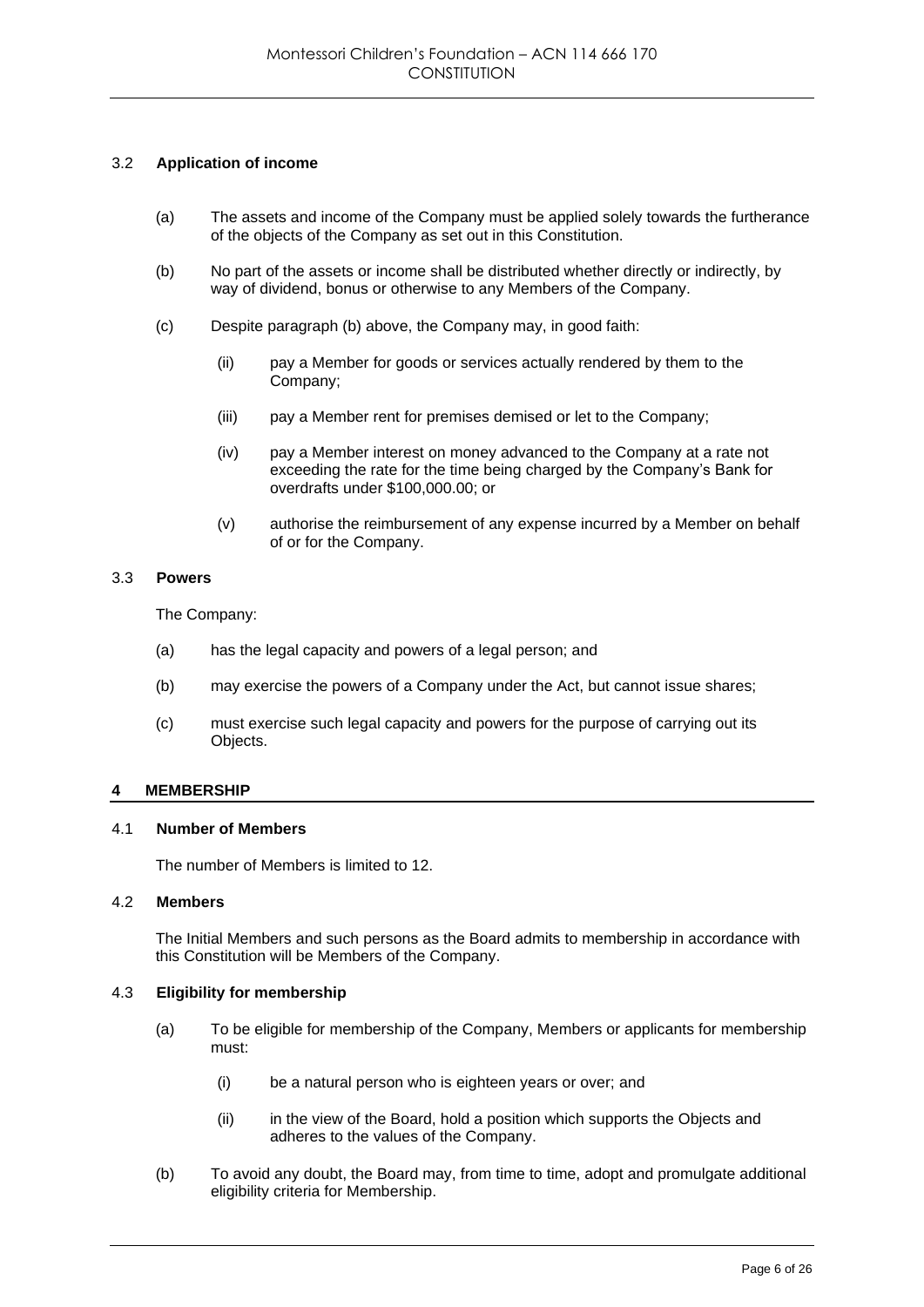### 3.2 Application of income

(a) The assets and income of the Company must be applied solely towards the furtherance of the objects of the Company as set out in this Constitution.

(b) No part of the assets or income shall be distributed whether directly or indirectly, by way of dividend, bonus or otherwise to any Members of the Company.

(c) Despite paragraph (b) above, the Company may, in good faith:

(ii) pay a Member for goods or services actually rendered by them to the Company;

(iii) pay a Member rent for premises demised or let to the Company;

(iv) pay a Member interest on money advanced to the Company at a rate not exceeding the rate for the time being charged by the Company's Bank for overdrafts under $100,000.00; or

(v) authorise the reimbursement of any expense incurred by a Member on behalf of or for the Company.

### 3.3 Powers

The Company:

(a) has the legal capacity and powers of a legal person; and

(b) may exercise the powers of a Company under the Act, but cannot issue shares;

(c) must exercise such legal capacity and powers for the purpose of carrying out its Objects.

## 4 MEMBERSHIP

### 4.1 Number of Members

The number of Members is limited to 12.

### 4.2 Members

The Initial Members and such persons as the Board admits to membership in accordance with this Constitution will be Members of the Company.

### 4.3 Eligibility for membership

(a) To be eligible for membership of the Company, Members or applicants for membership must:

(i) be a natural person who is eighteen years or over; and

(ii) in the view of the Board, hold a position which supports the Objects and adheres to the values of the Company.

(b) To avoid any doubt, the Board may, from time to time, adopt and promulgate additional eligibility criteria for Membership.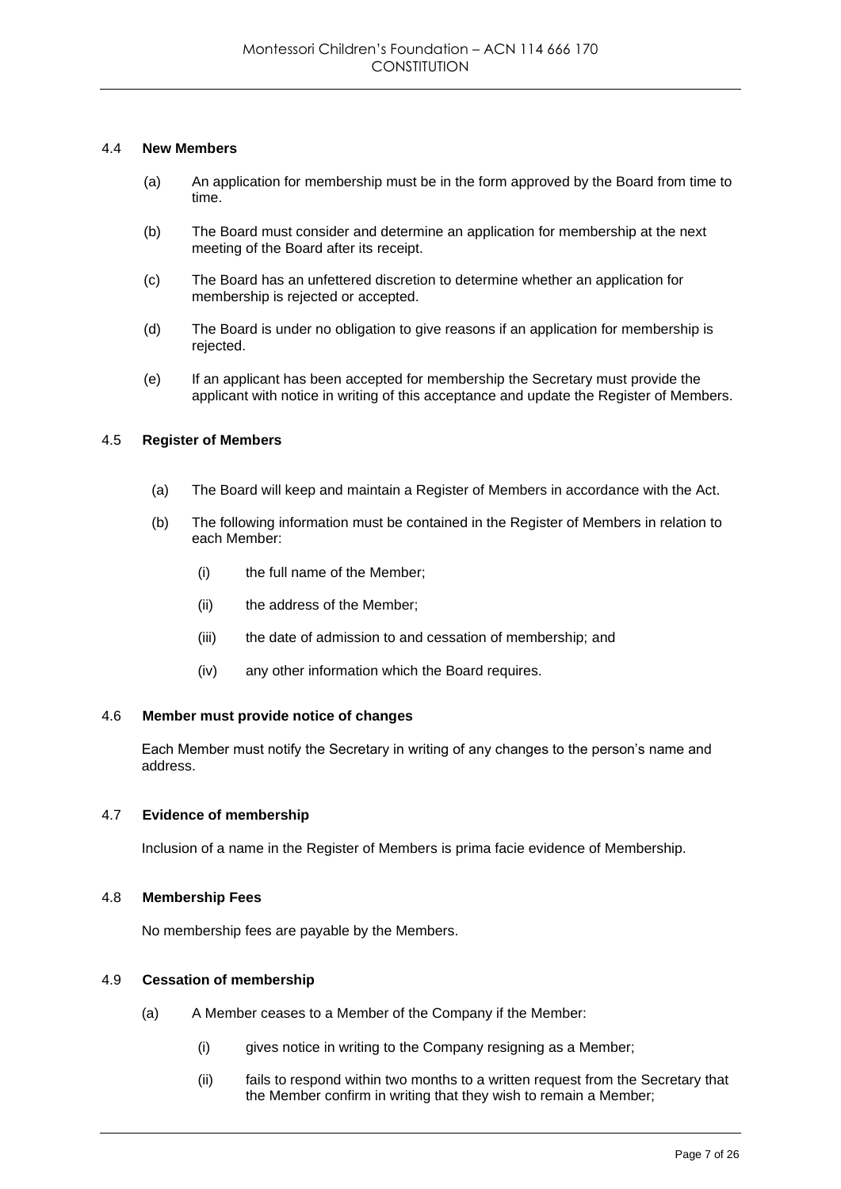### 4.4 New Members

(a) An application for membership must be in the form approved by the Board from time to time.

(b) The Board must consider and determine an application for membership at the next meeting of the Board after its receipt.

(c) The Board has an unfettered discretion to determine whether an application for membership is rejected or accepted.

(d) The Board is under no obligation to give reasons if an application for membership is rejected.

(e) If an applicant has been accepted for membership the Secretary must provide the applicant with notice in writing of this acceptance and update the Register of Members.

### 4.5 Register of Members

(a) The Board will keep and maintain a Register of Members in accordance with the Act.

(b) The following information must be contained in the Register of Members in relation to each Member:

(i) the full name of the Member;

(ii) the address of the Member;

(iii) the date of admission to and cessation of membership; and

(iv) any other information which the Board requires.

### 4.6 Member must provide notice of changes

Each Member must notify the Secretary in writing of any changes to the person's name and address.

### 4.7 Evidence of membership

Inclusion of a name in the Register of Members is prima facie evidence of Membership.

### 4.8 Membership Fees

No membership fees are payable by the Members.

### 4.9 Cessation of membership

(a) A Member ceases to a Member of the Company if the Member:

(i) gives notice in writing to the Company resigning as a Member;

(ii) fails to respond within two months to a written request from the Secretary that the Member confirm in writing that they wish to remain a Member;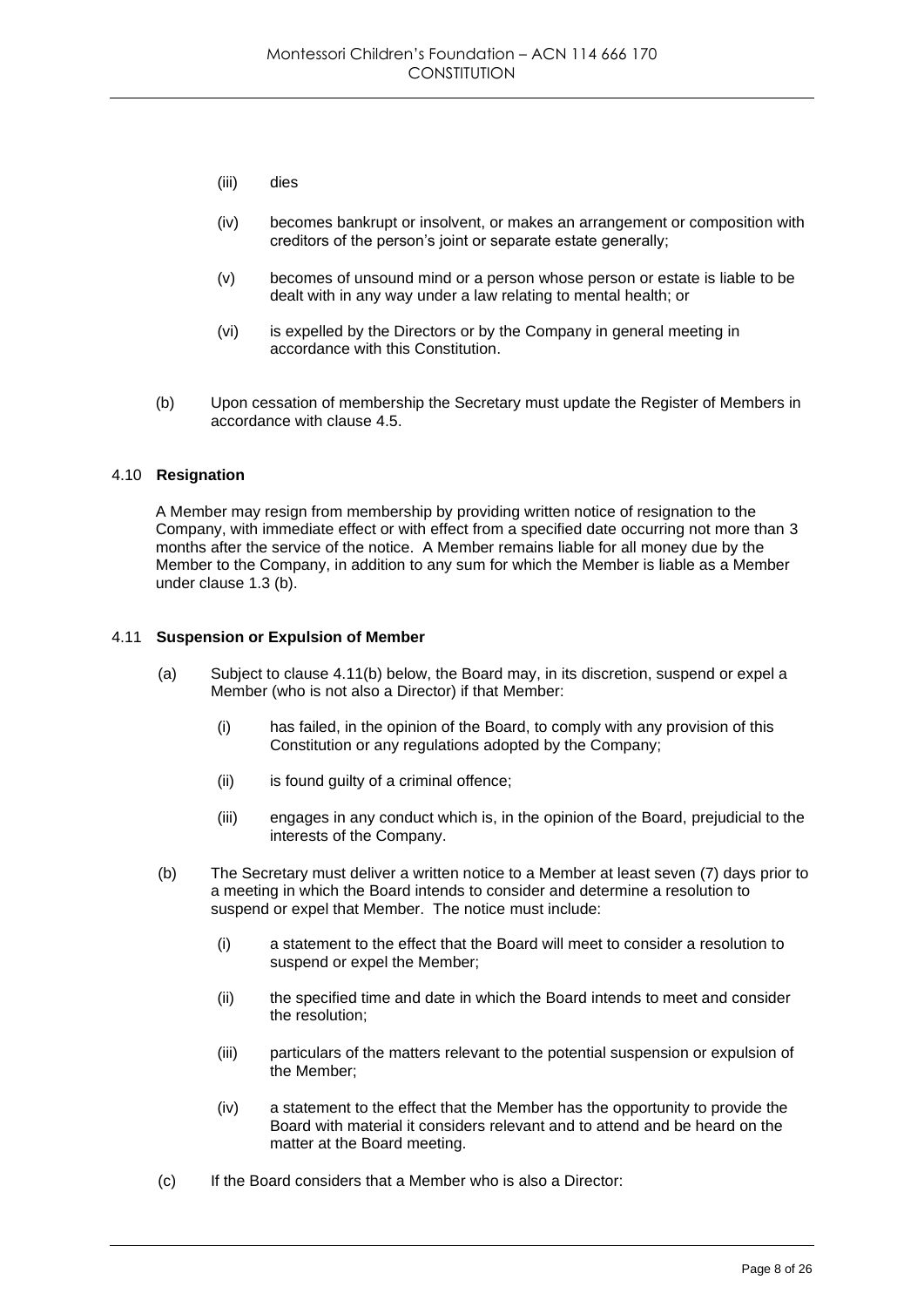(iii) dies

(iv) becomes bankrupt or insolvent, or makes an arrangement or composition with creditors of the person's joint or separate estate generally;

(v) becomes of unsound mind or a person whose person or estate is liable to be dealt with in any way under a law relating to mental health; or

(vi) is expelled by the Directors or by the Company in general meeting in accordance with this Constitution.

(b) Upon cessation of membership the Secretary must update the Register of Members in accordance with clause 4.5.

### 4.10 **Resignation**

A Member may resign from membership by providing written notice of resignation to the Company, with immediate effect or with effect from a specified date occurring not more than 3 months after the service of the notice. A Member remains liable for all money due by the Member to the Company, in addition to any sum for which the Member is liable as a Member under clause 1.3 (b).

### 4.11 **Suspension or Expulsion of Member**

(a) Subject to clause 4.11(b) below, the Board may, in its discretion, suspend or expel a Member (who is not also a Director) if that Member:

(i) has failed, in the opinion of the Board, to comply with any provision of this Constitution or any regulations adopted by the Company;

(ii) is found guilty of a criminal offence;

(iii) engages in any conduct which is, in the opinion of the Board, prejudicial to the interests of the Company.

(b) The Secretary must deliver a written notice to a Member at least seven (7) days prior to a meeting in which the Board intends to consider and determine a resolution to suspend or expel that Member. The notice must include:

(i) a statement to the effect that the Board will meet to consider a resolution to suspend or expel the Member;

(ii) the specified time and date in which the Board intends to meet and consider the resolution;

(iii) particulars of the matters relevant to the potential suspension or expulsion of the Member;

(iv) a statement to the effect that the Member has the opportunity to provide the Board with material it considers relevant and to attend and be heard on the matter at the Board meeting.

(c) If the Board considers that a Member who is also a Director: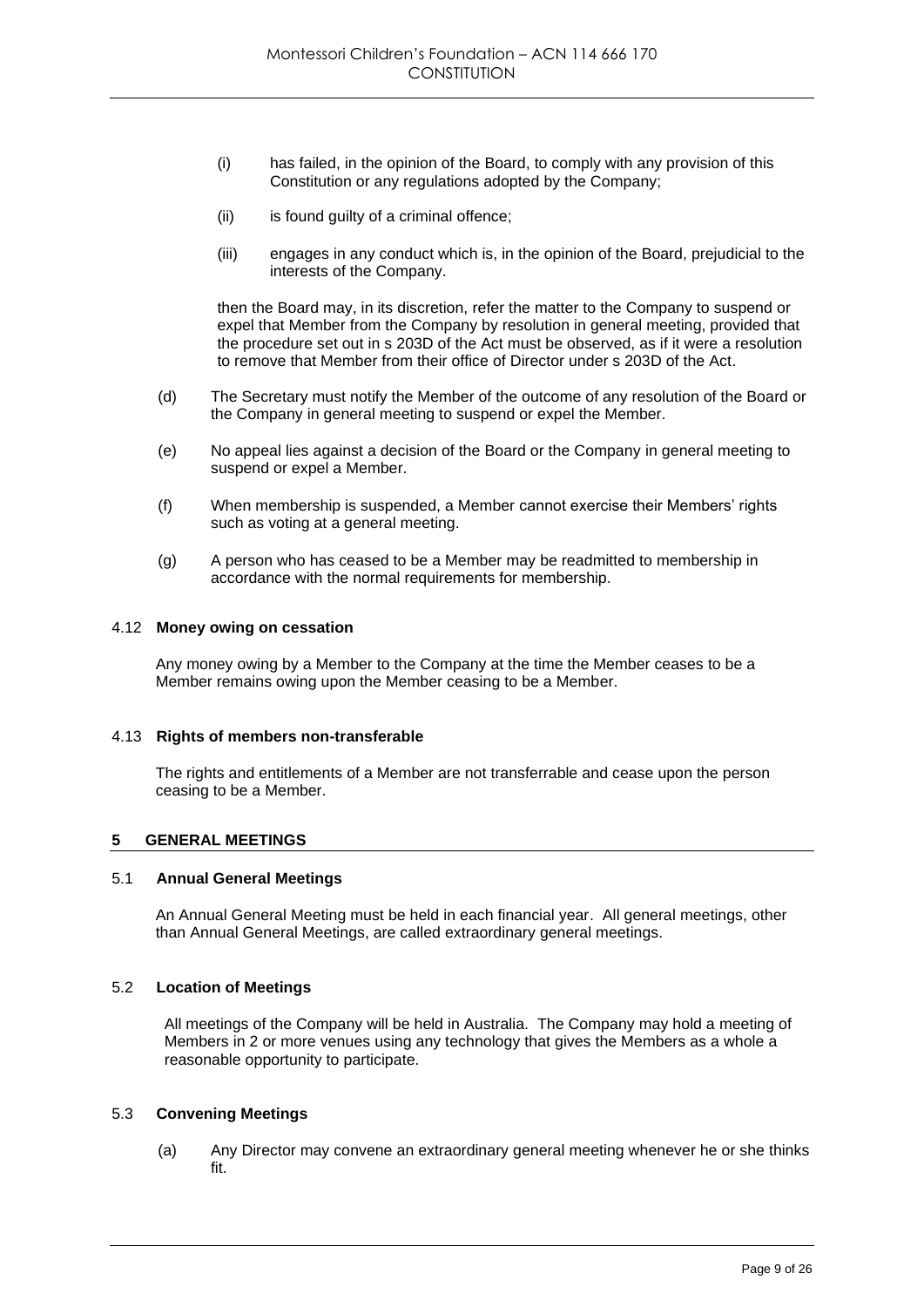(i) has failed, in the opinion of the Board, to comply with any provision of this Constitution or any regulations adopted by the Company;

(ii) is found guilty of a criminal offence;

(iii) engages in any conduct which is, in the opinion of the Board, prejudicial to the interests of the Company.

then the Board may, in its discretion, refer the matter to the Company to suspend or expel that Member from the Company by resolution in general meeting, provided that the procedure set out in s 203D of the Act must be observed, as if it were a resolution to remove that Member from their office of Director under s 203D of the Act.

(d) The Secretary must notify the Member of the outcome of any resolution of the Board or the Company in general meeting to suspend or expel the Member.

(e) No appeal lies against a decision of the Board or the Company in general meeting to suspend or expel a Member.

(f) When membership is suspended, a Member cannot exercise their Members' rights such as voting at a general meeting.

(g) A person who has ceased to be a Member may be readmitted to membership in accordance with the normal requirements for membership.

### 4.12 Money owing on cessation

Any money owing by a Member to the Company at the time the Member ceases to be a Member remains owing upon the Member ceasing to be a Member.

### 4.13 Rights of members non-transferable

The rights and entitlements of a Member are not transferrable and cease upon the person ceasing to be a Member.

## 5 GENERAL MEETINGS

### 5.1 Annual General Meetings

An Annual General Meeting must be held in each financial year. All general meetings, other than Annual General Meetings, are called extraordinary general meetings.

### 5.2 Location of Meetings

All meetings of the Company will be held in Australia. The Company may hold a meeting of Members in 2 or more venues using any technology that gives the Members as a whole a reasonable opportunity to participate.

### 5.3 Convening Meetings

(a) Any Director may convene an extraordinary general meeting whenever he or she thinks fit.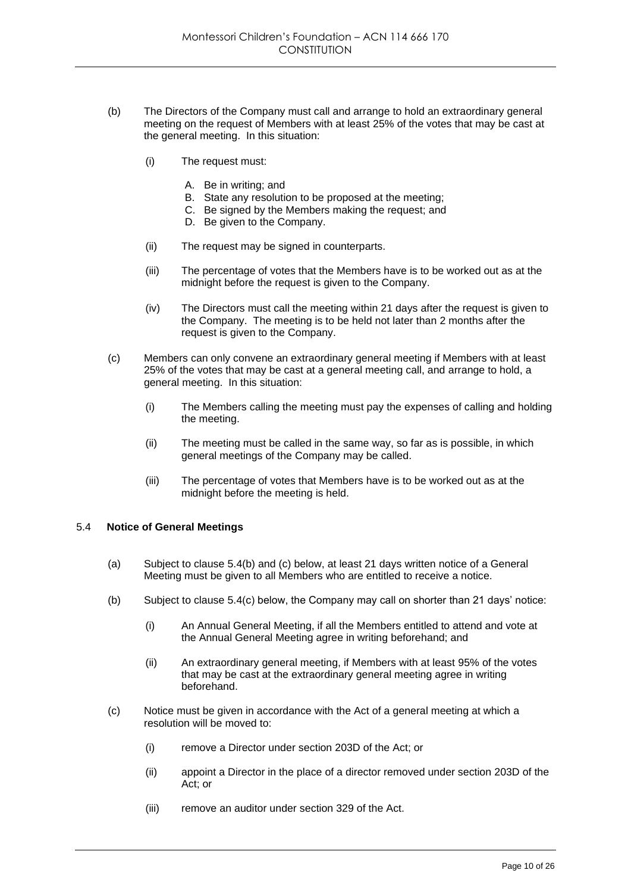(b) The Directors of the Company must call and arrange to hold an extraordinary general meeting on the request of Members with at least 25% of the votes that may be cast at the general meeting. In this situation:

  (i) The request must:

    A. Be in writing; and
    B. State any resolution to be proposed at the meeting;
    C. Be signed by the Members making the request; and
    D. Be given to the Company.

  (ii) The request may be signed in counterparts.

  (iii) The percentage of votes that the Members have is to be worked out as at the midnight before the request is given to the Company.

  (iv) The Directors must call the meeting within 21 days after the request is given to the Company. The meeting is to be held not later than 2 months after the request is given to the Company.

(c) Members can only convene an extraordinary general meeting if Members with at least 25% of the votes that may be cast at a general meeting call, and arrange to hold, a general meeting. In this situation:

  (i) The Members calling the meeting must pay the expenses of calling and holding the meeting.

  (ii) The meeting must be called in the same way, so far as is possible, in which general meetings of the Company may be called.

  (iii) The percentage of votes that Members have is to be worked out as at the midnight before the meeting is held.

### 5.4 **Notice of General Meetings**

(a) Subject to clause 5.4(b) and (c) below, at least 21 days written notice of a General Meeting must be given to all Members who are entitled to receive a notice.

(b) Subject to clause 5.4(c) below, the Company may call on shorter than 21 days' notice:

  (i) An Annual General Meeting, if all the Members entitled to attend and vote at the Annual General Meeting agree in writing beforehand; and

  (ii) An extraordinary general meeting, if Members with at least 95% of the votes that may be cast at the extraordinary general meeting agree in writing beforehand.

(c) Notice must be given in accordance with the Act of a general meeting at which a resolution will be moved to:

  (i) remove a Director under section 203D of the Act; or

  (ii) appoint a Director in the place of a director removed under section 203D of the Act; or

  (iii) remove an auditor under section 329 of the Act.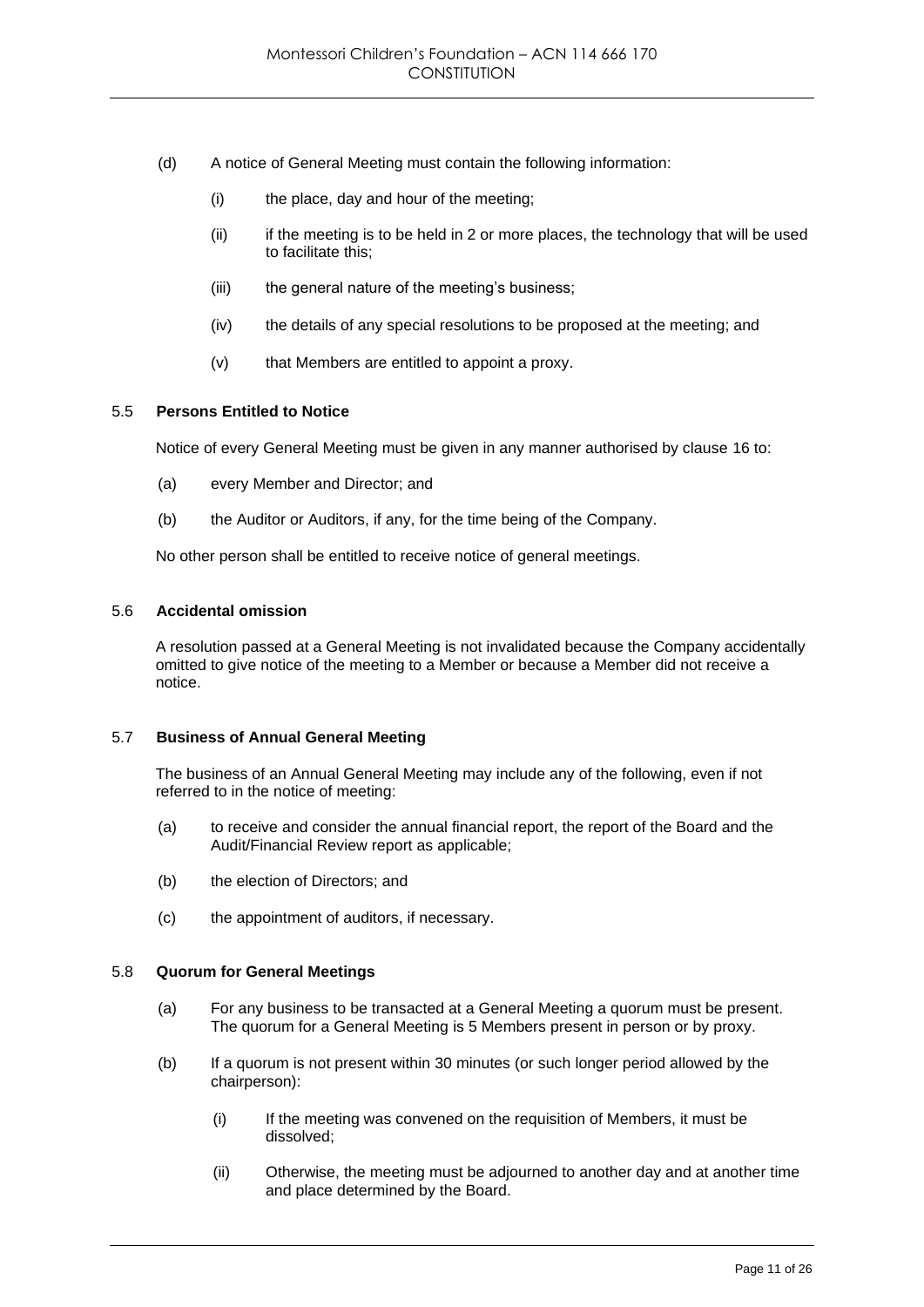(d) A notice of General Meeting must contain the following information:

   (i) the place, day and hour of the meeting;

   (ii) if the meeting is to be held in 2 or more places, the technology that will be used to facilitate this;

   (iii) the general nature of the meeting's business;

   (iv) the details of any special resolutions to be proposed at the meeting; and

   (v) that Members are entitled to appoint a proxy.

### 5.5 Persons Entitled to Notice

Notice of every General Meeting must be given in any manner authorised by clause 16 to:

(a) every Member and Director; and

(b) the Auditor or Auditors, if any, for the time being of the Company.

No other person shall be entitled to receive notice of general meetings.

### 5.6 Accidental omission

A resolution passed at a General Meeting is not invalidated because the Company accidentally omitted to give notice of the meeting to a Member or because a Member did not receive a notice.

### 5.7 Business of Annual General Meeting

The business of an Annual General Meeting may include any of the following, even if not referred to in the notice of meeting:

(a) to receive and consider the annual financial report, the report of the Board and the Audit/Financial Review report as applicable;

(b) the election of Directors; and

(c) the appointment of auditors, if necessary.

### 5.8 Quorum for General Meetings

(a) For any business to be transacted at a General Meeting a quorum must be present. The quorum for a General Meeting is 5 Members present in person or by proxy.

(b) If a quorum is not present within 30 minutes (or such longer period allowed by the chairperson):

   (i) If the meeting was convened on the requisition of Members, it must be dissolved;

   (ii) Otherwise, the meeting must be adjourned to another day and at another time and place determined by the Board.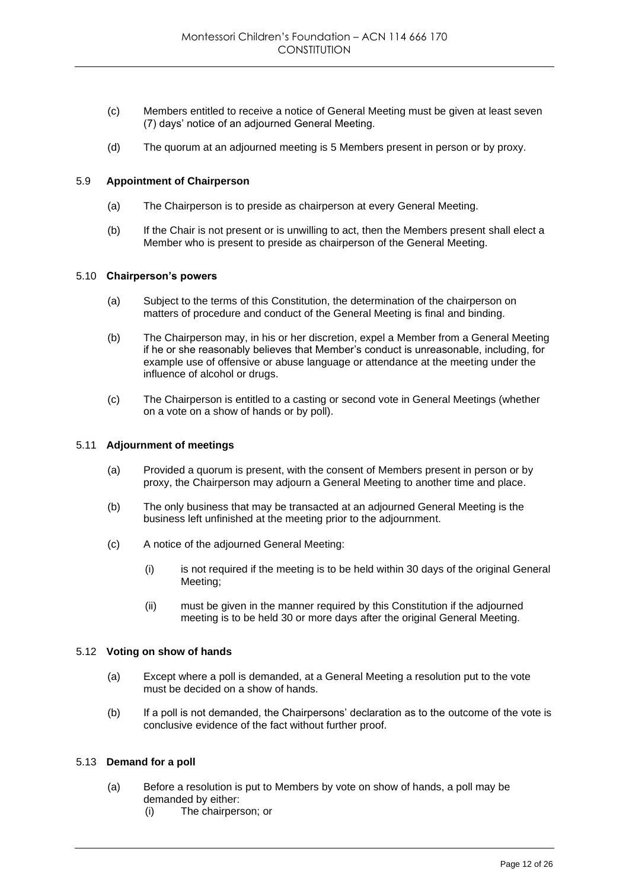(c) Members entitled to receive a notice of General Meeting must be given at least seven (7) days' notice of an adjourned General Meeting.

(d) The quorum at an adjourned meeting is 5 Members present in person or by proxy.

### 5.9 **Appointment of Chairperson**

(a) The Chairperson is to preside as chairperson at every General Meeting.

(b) If the Chair is not present or is unwilling to act, then the Members present shall elect a Member who is present to preside as chairperson of the General Meeting.

### 5.10 **Chairperson's powers**

(a) Subject to the terms of this Constitution, the determination of the chairperson on matters of procedure and conduct of the General Meeting is final and binding.

(b) The Chairperson may, in his or her discretion, expel a Member from a General Meeting if he or she reasonably believes that Member's conduct is unreasonable, including, for example use of offensive or abuse language or attendance at the meeting under the influence of alcohol or drugs.

(c) The Chairperson is entitled to a casting or second vote in General Meetings (whether on a vote on a show of hands or by poll).

### 5.11 **Adjournment of meetings**

(a) Provided a quorum is present, with the consent of Members present in person or by proxy, the Chairperson may adjourn a General Meeting to another time and place.

(b) The only business that may be transacted at an adjourned General Meeting is the business left unfinished at the meeting prior to the adjournment.

(c) A notice of the adjourned General Meeting:

  (i) is not required if the meeting is to be held within 30 days of the original General Meeting;

  (ii) must be given in the manner required by this Constitution if the adjourned meeting is to be held 30 or more days after the original General Meeting.

### 5.12 **Voting on show of hands**

(a) Except where a poll is demanded, at a General Meeting a resolution put to the vote must be decided on a show of hands.

(b) If a poll is not demanded, the Chairpersons' declaration as to the outcome of the vote is conclusive evidence of the fact without further proof.

### 5.13 **Demand for a poll**

(a) Before a resolution is put to Members by vote on show of hands, a poll may be demanded by either:

  (i) The chairperson; or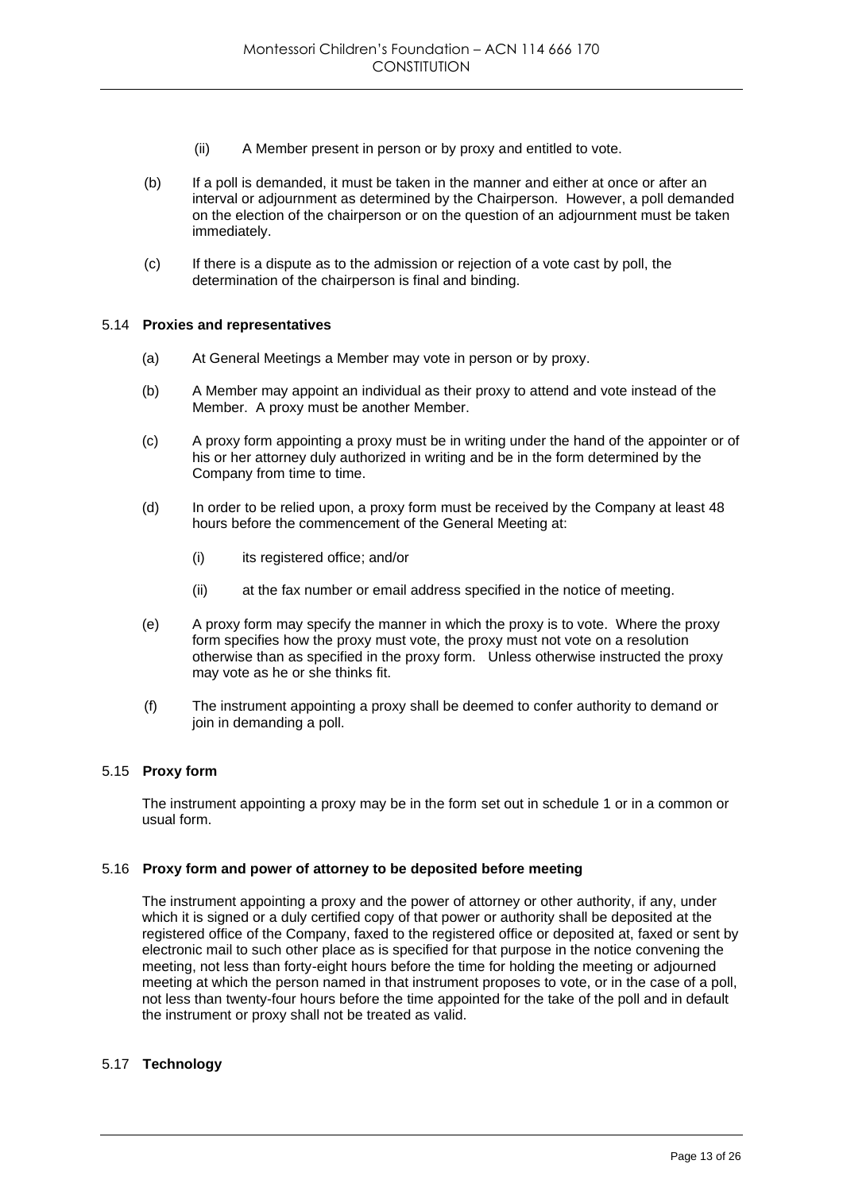(ii) A Member present in person or by proxy and entitled to vote.

(b) If a poll is demanded, it must be taken in the manner and either at once or after an interval or adjournment as determined by the Chairperson. However, a poll demanded on the election of the chairperson or on the question of an adjournment must be taken immediately.

(c) If there is a dispute as to the admission or rejection of a vote cast by poll, the determination of the chairperson is final and binding.

### 5.14 **Proxies and representatives**

(a) At General Meetings a Member may vote in person or by proxy.

(b) A Member may appoint an individual as their proxy to attend and vote instead of the Member. A proxy must be another Member.

(c) A proxy form appointing a proxy must be in writing under the hand of the appointer or of his or her attorney duly authorized in writing and be in the form determined by the Company from time to time.

(d) In order to be relied upon, a proxy form must be received by the Company at least 48 hours before the commencement of the General Meeting at:

(i) its registered office; and/or

(ii) at the fax number or email address specified in the notice of meeting.

(e) A proxy form may specify the manner in which the proxy is to vote. Where the proxy form specifies how the proxy must vote, the proxy must not vote on a resolution otherwise than as specified in the proxy form. Unless otherwise instructed the proxy may vote as he or she thinks fit.

(f) The instrument appointing a proxy shall be deemed to confer authority to demand or join in demanding a poll.

### 5.15 **Proxy form**

The instrument appointing a proxy may be in the form set out in schedule 1 or in a common or usual form.

### 5.16 **Proxy form and power of attorney to be deposited before meeting**

The instrument appointing a proxy and the power of attorney or other authority, if any, under which it is signed or a duly certified copy of that power or authority shall be deposited at the registered office of the Company, faxed to the registered office or deposited at, faxed or sent by electronic mail to such other place as is specified for that purpose in the notice convening the meeting, not less than forty-eight hours before the time for holding the meeting or adjourned meeting at which the person named in that instrument proposes to vote, or in the case of a poll, not less than twenty-four hours before the time appointed for the take of the poll and in default the instrument or proxy shall not be treated as valid.

### 5.17 **Technology**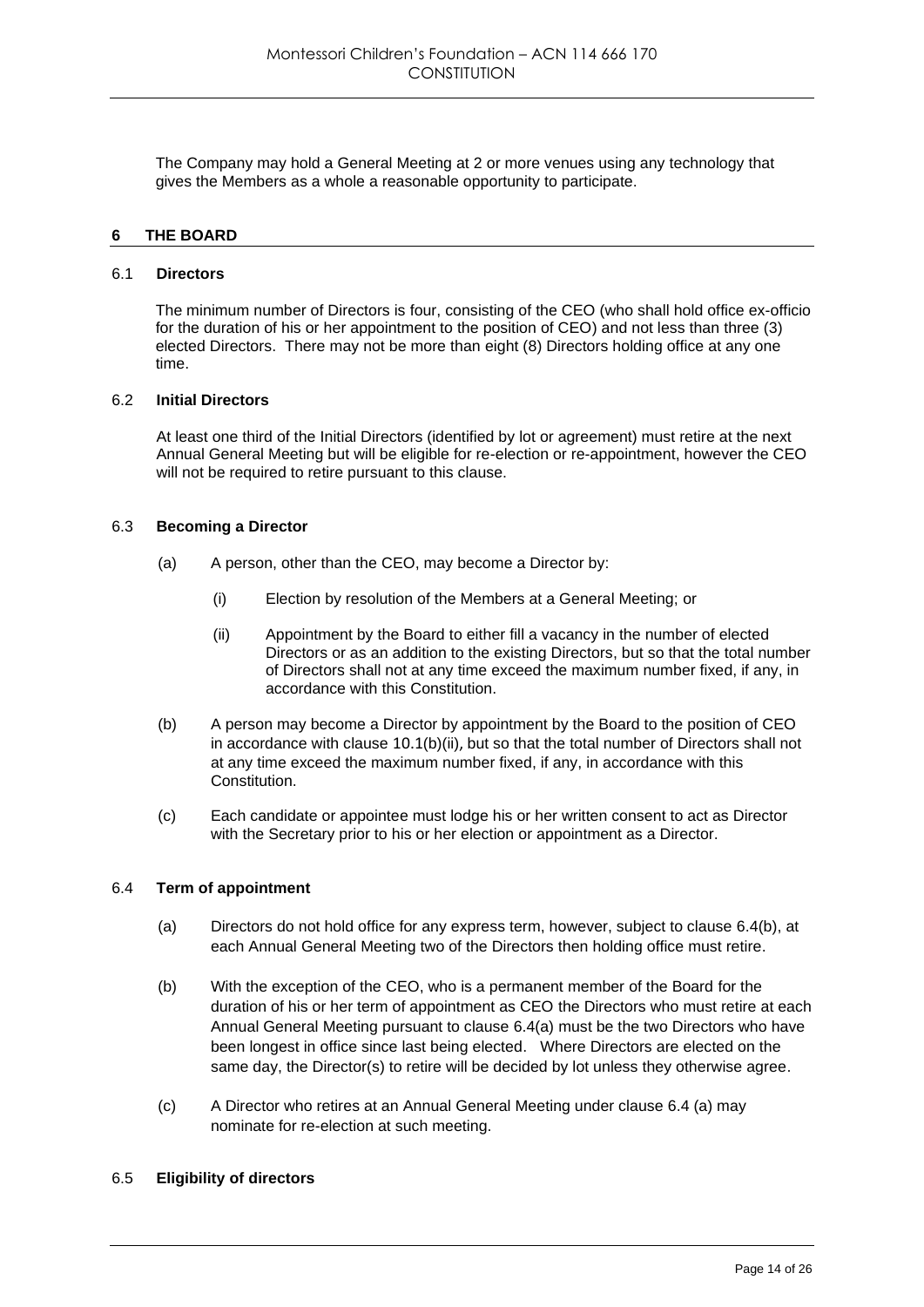The Company may hold a General Meeting at 2 or more venues using any technology that gives the Members as a whole a reasonable opportunity to participate.

## 6 THE BOARD

### 6.1 Directors

The minimum number of Directors is four, consisting of the CEO (who shall hold office ex-officio for the duration of his or her appointment to the position of CEO) and not less than three (3) elected Directors. There may not be more than eight (8) Directors holding office at any one time.

### 6.2 Initial Directors

At least one third of the Initial Directors (identified by lot or agreement) must retire at the next Annual General Meeting but will be eligible for re-election or re-appointment, however the CEO will not be required to retire pursuant to this clause.

### 6.3 Becoming a Director

(a) A person, other than the CEO, may become a Director by:

(i) Election by resolution of the Members at a General Meeting; or

(ii) Appointment by the Board to either fill a vacancy in the number of elected Directors or as an addition to the existing Directors, but so that the total number of Directors shall not at any time exceed the maximum number fixed, if any, in accordance with this Constitution.

(b) A person may become a Director by appointment by the Board to the position of CEO in accordance with clause 10.1(b)(ii), but so that the total number of Directors shall not at any time exceed the maximum number fixed, if any, in accordance with this Constitution.

(c) Each candidate or appointee must lodge his or her written consent to act as Director with the Secretary prior to his or her election or appointment as a Director.

### 6.4 Term of appointment

(a) Directors do not hold office for any express term, however, subject to clause 6.4(b), at each Annual General Meeting two of the Directors then holding office must retire.

(b) With the exception of the CEO, who is a permanent member of the Board for the duration of his or her term of appointment as CEO the Directors who must retire at each Annual General Meeting pursuant to clause 6.4(a) must be the two Directors who have been longest in office since last being elected. Where Directors are elected on the same day, the Director(s) to retire will be decided by lot unless they otherwise agree.

(c) A Director who retires at an Annual General Meeting under clause 6.4 (a) may nominate for re-election at such meeting.

### 6.5 Eligibility of directors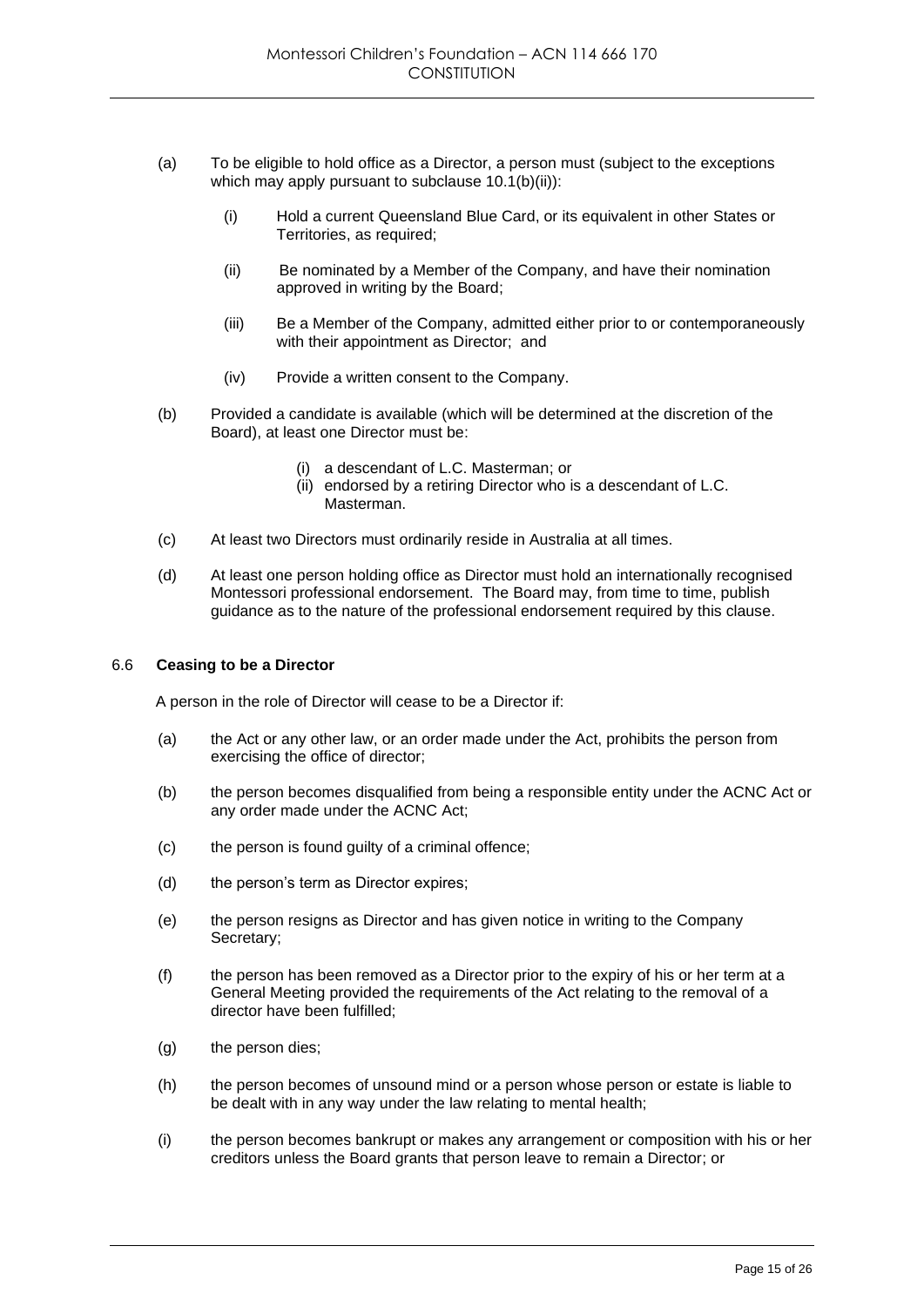(a) To be eligible to hold office as a Director, a person must (subject to the exceptions which may apply pursuant to subclause 10.1(b)(ii)):

  (i) Hold a current Queensland Blue Card, or its equivalent in other States or Territories, as required;

  (ii) Be nominated by a Member of the Company, and have their nomination approved in writing by the Board;

  (iii) Be a Member of the Company, admitted either prior to or contemporaneously with their appointment as Director; and

  (iv) Provide a written consent to the Company.

(b) Provided a candidate is available (which will be determined at the discretion of the Board), at least one Director must be:

  (i) a descendant of L.C. Masterman; or
  (ii) endorsed by a retiring Director who is a descendant of L.C. Masterman.

(c) At least two Directors must ordinarily reside in Australia at all times.

(d) At least one person holding office as Director must hold an internationally recognised Montessori professional endorsement. The Board may, from time to time, publish guidance as to the nature of the professional endorsement required by this clause.

### 6.6 Ceasing to be a Director

A person in the role of Director will cease to be a Director if:

(a) the Act or any other law, or an order made under the Act, prohibits the person from exercising the office of director;

(b) the person becomes disqualified from being a responsible entity under the ACNC Act or any order made under the ACNC Act;

(c) the person is found guilty of a criminal offence;

(d) the person's term as Director expires;

(e) the person resigns as Director and has given notice in writing to the Company Secretary;

(f) the person has been removed as a Director prior to the expiry of his or her term at a General Meeting provided the requirements of the Act relating to the removal of a director have been fulfilled;

(g) the person dies;

(h) the person becomes of unsound mind or a person whose person or estate is liable to be dealt with in any way under the law relating to mental health;

(i) the person becomes bankrupt or makes any arrangement or composition with his or her creditors unless the Board grants that person leave to remain a Director; or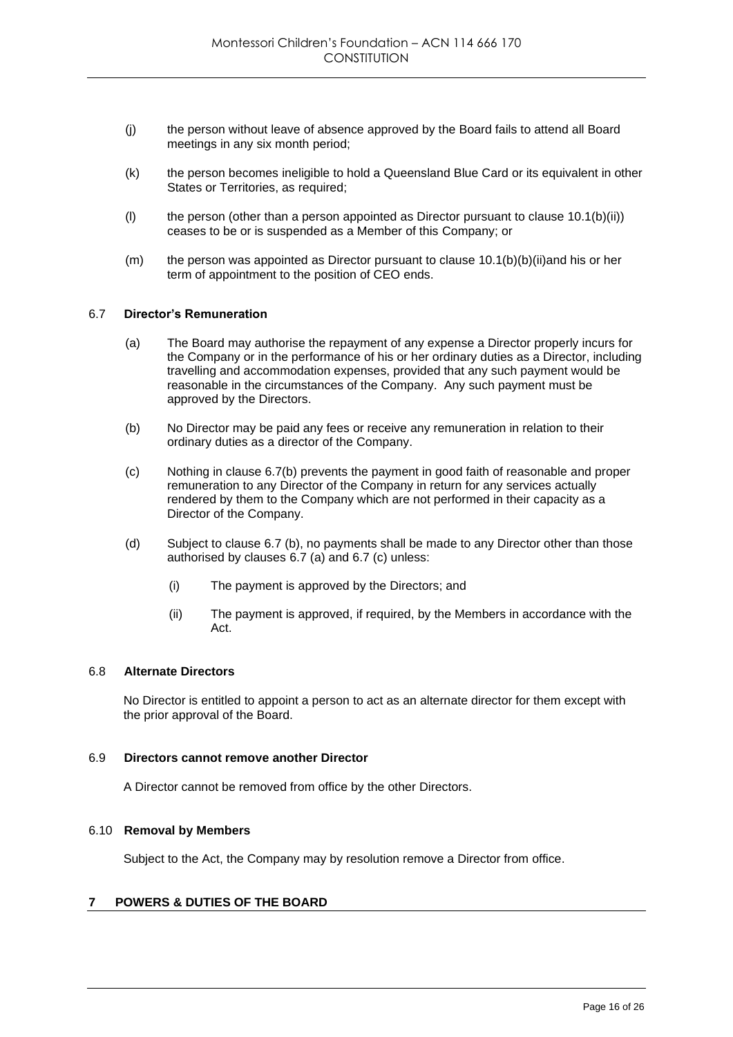(j) the person without leave of absence approved by the Board fails to attend all Board meetings in any six month period;

(k) the person becomes ineligible to hold a Queensland Blue Card or its equivalent in other States or Territories, as required;

(l) the person (other than a person appointed as Director pursuant to clause 10.1(b)(ii)) ceases to be or is suspended as a Member of this Company; or

(m) the person was appointed as Director pursuant to clause 10.1(b)(b)(ii)and his or her term of appointment to the position of CEO ends.

### 6.7 Director's Remuneration

(a) The Board may authorise the repayment of any expense a Director properly incurs for the Company or in the performance of his or her ordinary duties as a Director, including travelling and accommodation expenses, provided that any such payment would be reasonable in the circumstances of the Company. Any such payment must be approved by the Directors.

(b) No Director may be paid any fees or receive any remuneration in relation to their ordinary duties as a director of the Company.

(c) Nothing in clause 6.7(b) prevents the payment in good faith of reasonable and proper remuneration to any Director of the Company in return for any services actually rendered by them to the Company which are not performed in their capacity as a Director of the Company.

(d) Subject to clause 6.7 (b), no payments shall be made to any Director other than those authorised by clauses 6.7 (a) and 6.7 (c) unless:

   (i) The payment is approved by the Directors; and

   (ii) The payment is approved, if required, by the Members in accordance with the Act.

### 6.8 Alternate Directors

No Director is entitled to appoint a person to act as an alternate director for them except with the prior approval of the Board.

### 6.9 Directors cannot remove another Director

A Director cannot be removed from office by the other Directors.

### 6.10 Removal by Members

Subject to the Act, the Company may by resolution remove a Director from office.

## 7 POWERS & DUTIES OF THE BOARD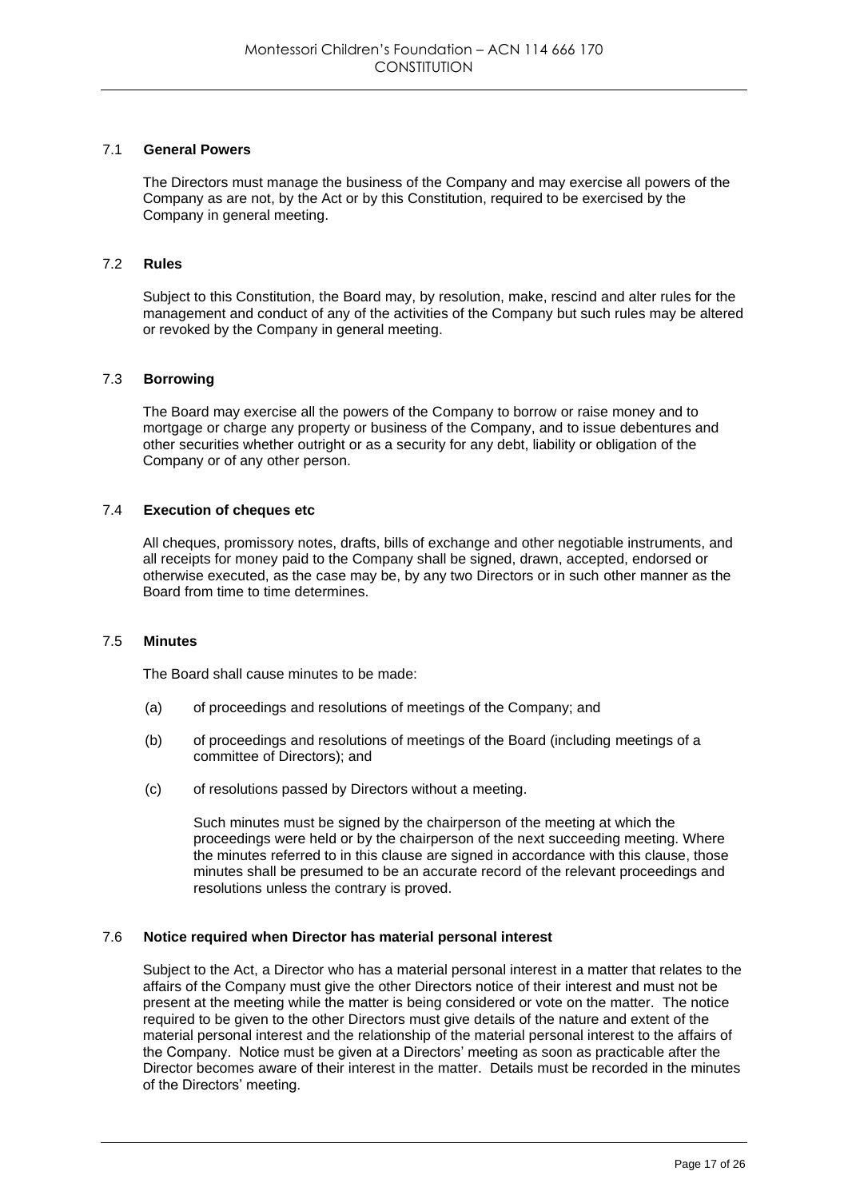### 7.1 General Powers

The Directors must manage the business of the Company and may exercise all powers of the Company as are not, by the Act or by this Constitution, required to be exercised by the Company in general meeting.

### 7.2 Rules

Subject to this Constitution, the Board may, by resolution, make, rescind and alter rules for the management and conduct of any of the activities of the Company but such rules may be altered or revoked by the Company in general meeting.

### 7.3 Borrowing

The Board may exercise all the powers of the Company to borrow or raise money and to mortgage or charge any property or business of the Company, and to issue debentures and other securities whether outright or as a security for any debt, liability or obligation of the Company or of any other person.

### 7.4 Execution of cheques etc

All cheques, promissory notes, drafts, bills of exchange and other negotiable instruments, and all receipts for money paid to the Company shall be signed, drawn, accepted, endorsed or otherwise executed, as the case may be, by any two Directors or in such other manner as the Board from time to time determines.

### 7.5 Minutes

The Board shall cause minutes to be made:

(a) of proceedings and resolutions of meetings of the Company; and

(b) of proceedings and resolutions of meetings of the Board (including meetings of a committee of Directors); and

(c) of resolutions passed by Directors without a meeting.

Such minutes must be signed by the chairperson of the meeting at which the proceedings were held or by the chairperson of the next succeeding meeting. Where the minutes referred to in this clause are signed in accordance with this clause, those minutes shall be presumed to be an accurate record of the relevant proceedings and resolutions unless the contrary is proved.

### 7.6 Notice required when Director has material personal interest

Subject to the Act, a Director who has a material personal interest in a matter that relates to the affairs of the Company must give the other Directors notice of their interest and must not be present at the meeting while the matter is being considered or vote on the matter. The notice required to be given to the other Directors must give details of the nature and extent of the material personal interest and the relationship of the material personal interest to the affairs of the Company. Notice must be given at a Directors' meeting as soon as practicable after the Director becomes aware of their interest in the matter. Details must be recorded in the minutes of the Directors' meeting.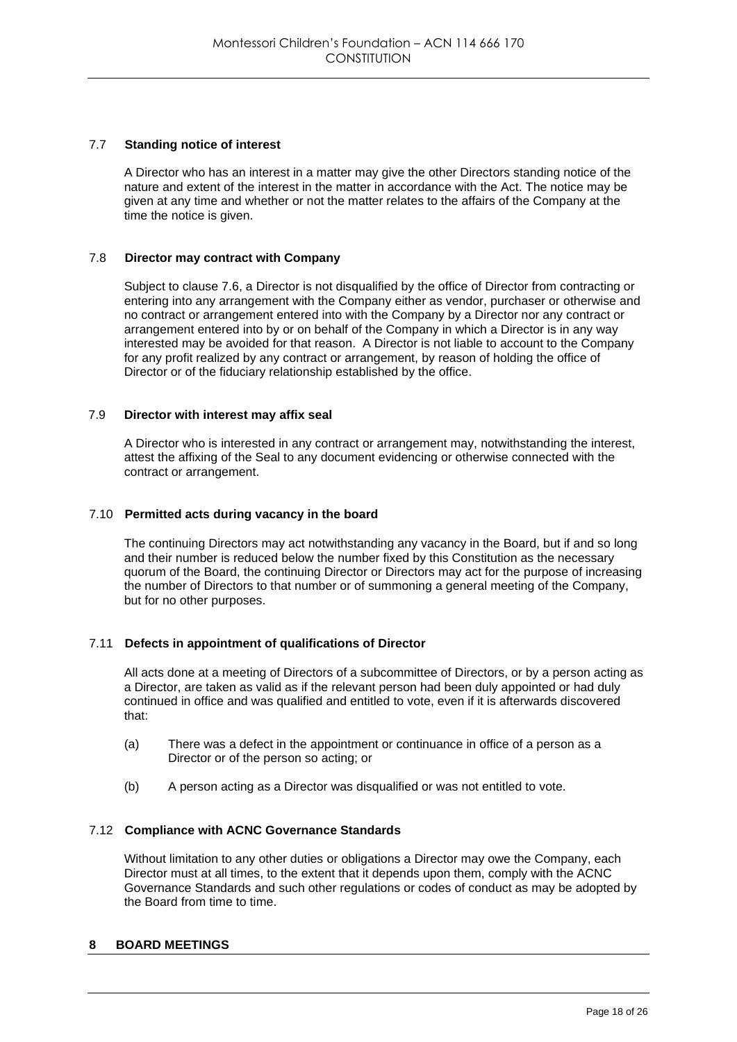### 7.7 Standing notice of interest

A Director who has an interest in a matter may give the other Directors standing notice of the nature and extent of the interest in the matter in accordance with the Act. The notice may be given at any time and whether or not the matter relates to the affairs of the Company at the time the notice is given.

### 7.8 Director may contract with Company

Subject to clause 7.6, a Director is not disqualified by the office of Director from contracting or entering into any arrangement with the Company either as vendor, purchaser or otherwise and no contract or arrangement entered into with the Company by a Director nor any contract or arrangement entered into by or on behalf of the Company in which a Director is in any way interested may be avoided for that reason. A Director is not liable to account to the Company for any profit realized by any contract or arrangement, by reason of holding the office of Director or of the fiduciary relationship established by the office.

### 7.9 Director with interest may affix seal

A Director who is interested in any contract or arrangement may, notwithstanding the interest, attest the affixing of the Seal to any document evidencing or otherwise connected with the contract or arrangement.

### 7.10 Permitted acts during vacancy in the board

The continuing Directors may act notwithstanding any vacancy in the Board, but if and so long and their number is reduced below the number fixed by this Constitution as the necessary quorum of the Board, the continuing Director or Directors may act for the purpose of increasing the number of Directors to that number or of summoning a general meeting of the Company, but for no other purposes.

### 7.11 Defects in appointment of qualifications of Director

All acts done at a meeting of Directors of a subcommittee of Directors, or by a person acting as a Director, are taken as valid as if the relevant person had been duly appointed or had duly continued in office and was qualified and entitled to vote, even if it is afterwards discovered that:

(a) There was a defect in the appointment or continuance in office of a person as a Director or of the person so acting; or

(b) A person acting as a Director was disqualified or was not entitled to vote.

### 7.12 Compliance with ACNC Governance Standards

Without limitation to any other duties or obligations a Director may owe the Company, each Director must at all times, to the extent that it depends upon them, comply with the ACNC Governance Standards and such other regulations or codes of conduct as may be adopted by the Board from time to time.

## 8 BOARD MEETINGS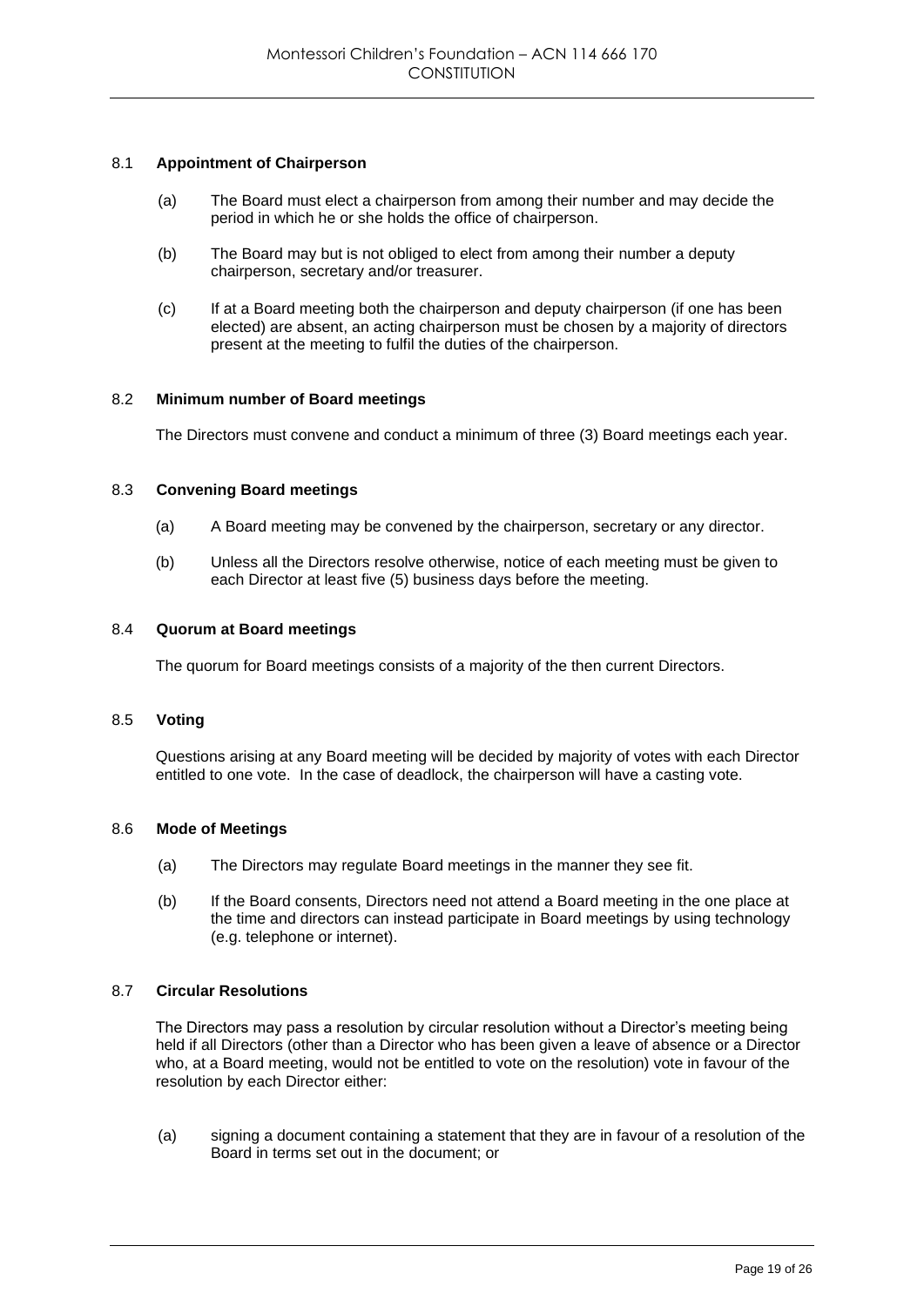### 8.1 Appointment of Chairperson

(a) The Board must elect a chairperson from among their number and may decide the period in which he or she holds the office of chairperson.

(b) The Board may but is not obliged to elect from among their number a deputy chairperson, secretary and/or treasurer.

(c) If at a Board meeting both the chairperson and deputy chairperson (if one has been elected) are absent, an acting chairperson must be chosen by a majority of directors present at the meeting to fulfil the duties of the chairperson.

### 8.2 Minimum number of Board meetings

The Directors must convene and conduct a minimum of three (3) Board meetings each year.

### 8.3 Convening Board meetings

(a) A Board meeting may be convened by the chairperson, secretary or any director.

(b) Unless all the Directors resolve otherwise, notice of each meeting must be given to each Director at least five (5) business days before the meeting.

### 8.4 Quorum at Board meetings

The quorum for Board meetings consists of a majority of the then current Directors.

### 8.5 Voting

Questions arising at any Board meeting will be decided by majority of votes with each Director entitled to one vote. In the case of deadlock, the chairperson will have a casting vote.

### 8.6 Mode of Meetings

(a) The Directors may regulate Board meetings in the manner they see fit.

(b) If the Board consents, Directors need not attend a Board meeting in the one place at the time and directors can instead participate in Board meetings by using technology (e.g. telephone or internet).

### 8.7 Circular Resolutions

The Directors may pass a resolution by circular resolution without a Director's meeting being held if all Directors (other than a Director who has been given a leave of absence or a Director who, at a Board meeting, would not be entitled to vote on the resolution) vote in favour of the resolution by each Director either:

(a) signing a document containing a statement that they are in favour of a resolution of the Board in terms set out in the document; or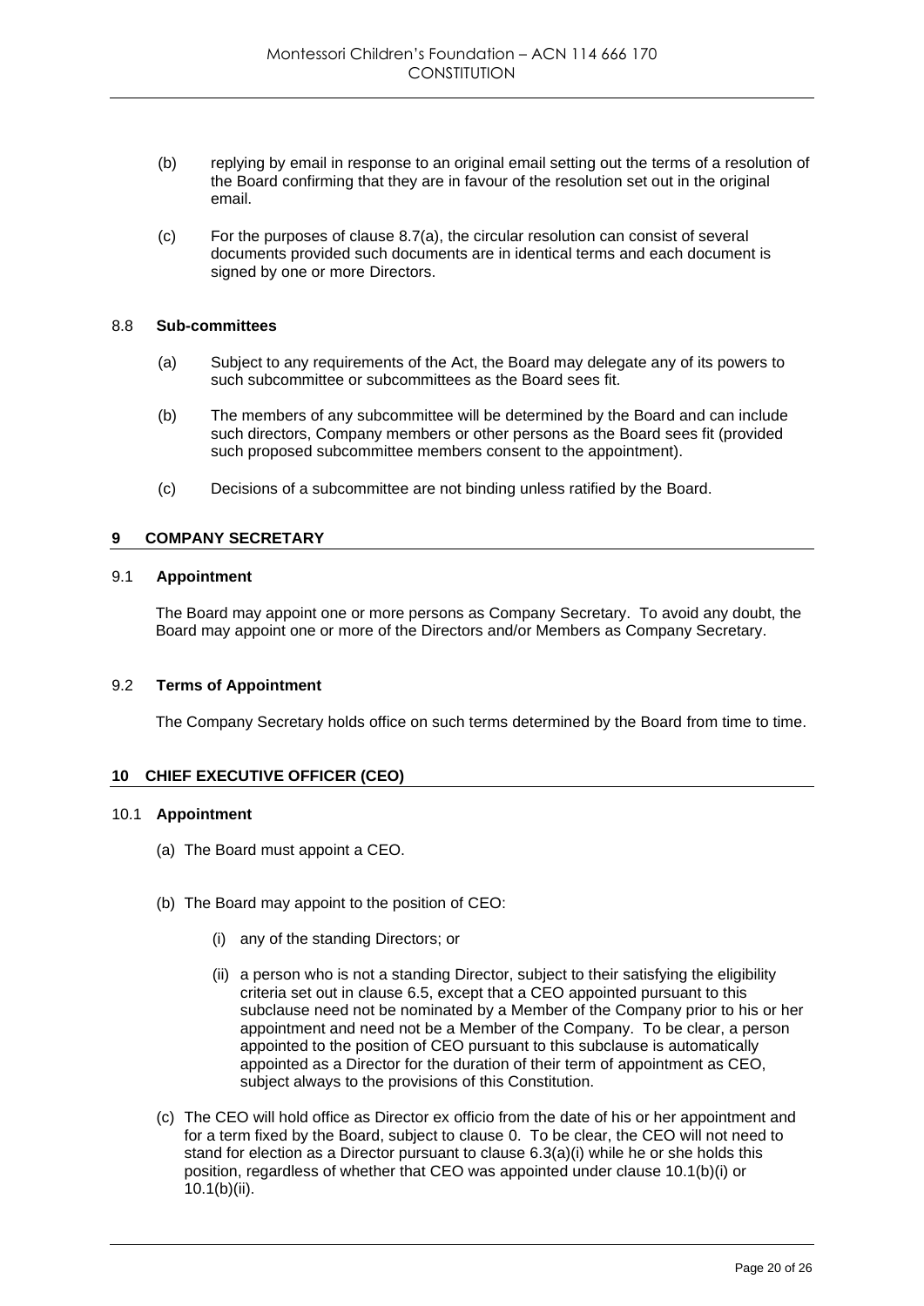(b) replying by email in response to an original email setting out the terms of a resolution of the Board confirming that they are in favour of the resolution set out in the original email.

(c) For the purposes of clause 8.7(a), the circular resolution can consist of several documents provided such documents are in identical terms and each document is signed by one or more Directors.

### 8.8 Sub-committees

(a) Subject to any requirements of the Act, the Board may delegate any of its powers to such subcommittee or subcommittees as the Board sees fit.

(b) The members of any subcommittee will be determined by the Board and can include such directors, Company members or other persons as the Board sees fit (provided such proposed subcommittee members consent to the appointment).

(c) Decisions of a subcommittee are not binding unless ratified by the Board.

## 9 COMPANY SECRETARY

### 9.1 Appointment

The Board may appoint one or more persons as Company Secretary. To avoid any doubt, the Board may appoint one or more of the Directors and/or Members as Company Secretary.

### 9.2 Terms of Appointment

The Company Secretary holds office on such terms determined by the Board from time to time.

## 10 CHIEF EXECUTIVE OFFICER (CEO)

### 10.1 Appointment

(a) The Board must appoint a CEO.

(b) The Board may appoint to the position of CEO:

  (i) any of the standing Directors; or

  (ii) a person who is not a standing Director, subject to their satisfying the eligibility criteria set out in clause 6.5, except that a CEO appointed pursuant to this subclause need not be nominated by a Member of the Company prior to his or her appointment and need not be a Member of the Company. To be clear, a person appointed to the position of CEO pursuant to this subclause is automatically appointed as a Director for the duration of their term of appointment as CEO, subject always to the provisions of this Constitution.

(c) The CEO will hold office as Director ex officio from the date of his or her appointment and for a term fixed by the Board, subject to clause 0. To be clear, the CEO will not need to stand for election as a Director pursuant to clause 6.3(a)(i) while he or she holds this position, regardless of whether that CEO was appointed under clause 10.1(b)(i) or 10.1(b)(ii).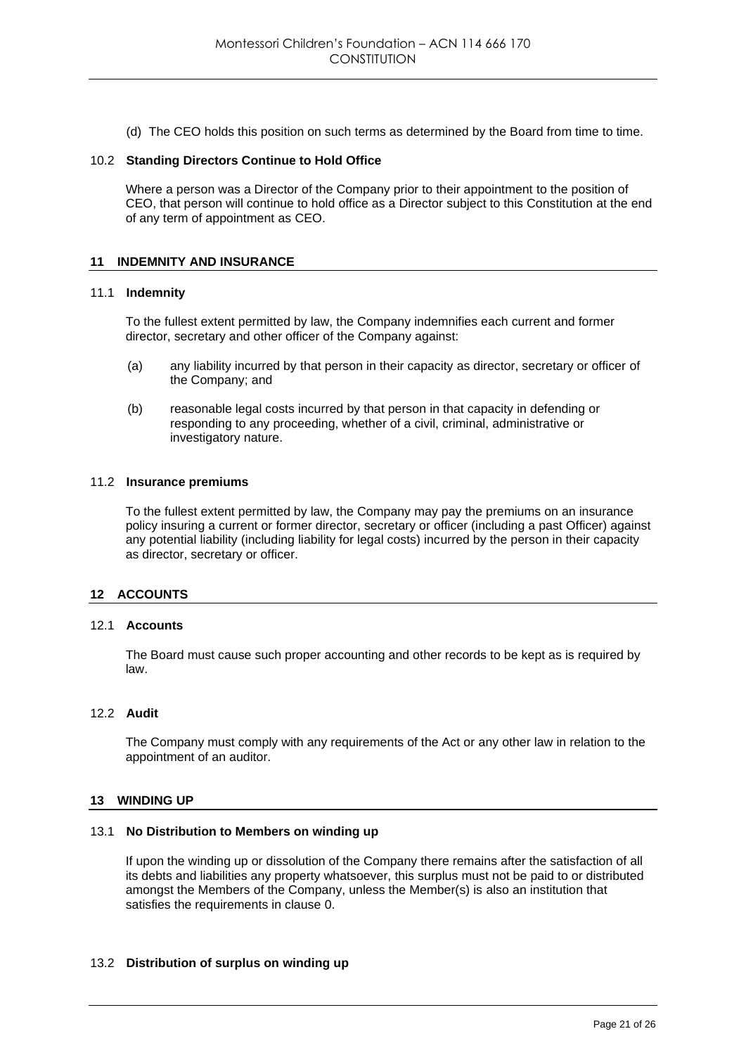(d) The CEO holds this position on such terms as determined by the Board from time to time.

### 10.2 Standing Directors Continue to Hold Office

Where a person was a Director of the Company prior to their appointment to the position of CEO, that person will continue to hold office as a Director subject to this Constitution at the end of any term of appointment as CEO.

## 11 INDEMNITY AND INSURANCE

### 11.1 Indemnity

To the fullest extent permitted by law, the Company indemnifies each current and former director, secretary and other officer of the Company against:

(a) any liability incurred by that person in their capacity as director, secretary or officer of the Company; and

(b) reasonable legal costs incurred by that person in that capacity in defending or responding to any proceeding, whether of a civil, criminal, administrative or investigatory nature.

### 11.2 Insurance premiums

To the fullest extent permitted by law, the Company may pay the premiums on an insurance policy insuring a current or former director, secretary or officer (including a past Officer) against any potential liability (including liability for legal costs) incurred by the person in their capacity as director, secretary or officer.

## 12 ACCOUNTS

### 12.1 Accounts

The Board must cause such proper accounting and other records to be kept as is required by law.

### 12.2 Audit

The Company must comply with any requirements of the Act or any other law in relation to the appointment of an auditor.

## 13 WINDING UP

### 13.1 No Distribution to Members on winding up

If upon the winding up or dissolution of the Company there remains after the satisfaction of all its debts and liabilities any property whatsoever, this surplus must not be paid to or distributed amongst the Members of the Company, unless the Member(s) is also an institution that satisfies the requirements in clause 0.

### 13.2 Distribution of surplus on winding up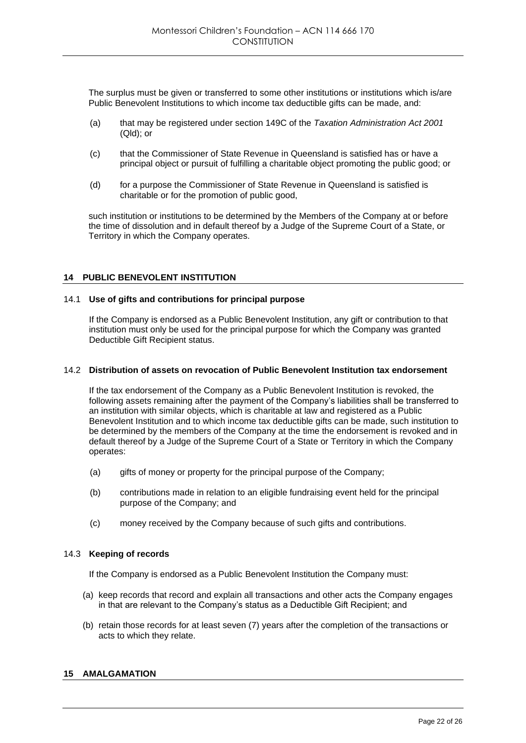The surplus must be given or transferred to some other institutions or institutions which is/are Public Benevolent Institutions to which income tax deductible gifts can be made, and:

(a) that may be registered under section 149C of the *Taxation Administration Act 2001* (Qld); or

(c) that the Commissioner of State Revenue in Queensland is satisfied has or have a principal object or pursuit of fulfilling a charitable object promoting the public good; or

(d) for a purpose the Commissioner of State Revenue in Queensland is satisfied is charitable or for the promotion of public good,

such institution or institutions to be determined by the Members of the Company at or before the time of dissolution and in default thereof by a Judge of the Supreme Court of a State, or Territory in which the Company operates.

## 14 PUBLIC BENEVOLENT INSTITUTION

### 14.1 Use of gifts and contributions for principal purpose

If the Company is endorsed as a Public Benevolent Institution, any gift or contribution to that institution must only be used for the principal purpose for which the Company was granted Deductible Gift Recipient status.

### 14.2 Distribution of assets on revocation of Public Benevolent Institution tax endorsement

If the tax endorsement of the Company as a Public Benevolent Institution is revoked, the following assets remaining after the payment of the Company's liabilities shall be transferred to an institution with similar objects, which is charitable at law and registered as a Public Benevolent Institution and to which income tax deductible gifts can be made, such institution to be determined by the members of the Company at the time the endorsement is revoked and in default thereof by a Judge of the Supreme Court of a State or Territory in which the Company operates:

(a) gifts of money or property for the principal purpose of the Company;

(b) contributions made in relation to an eligible fundraising event held for the principal purpose of the Company; and

(c) money received by the Company because of such gifts and contributions.

### 14.3 Keeping of records

If the Company is endorsed as a Public Benevolent Institution the Company must:

(a) keep records that record and explain all transactions and other acts the Company engages in that are relevant to the Company's status as a Deductible Gift Recipient; and

(b) retain those records for at least seven (7) years after the completion of the transactions or acts to which they relate.

## 15 AMALGAMATION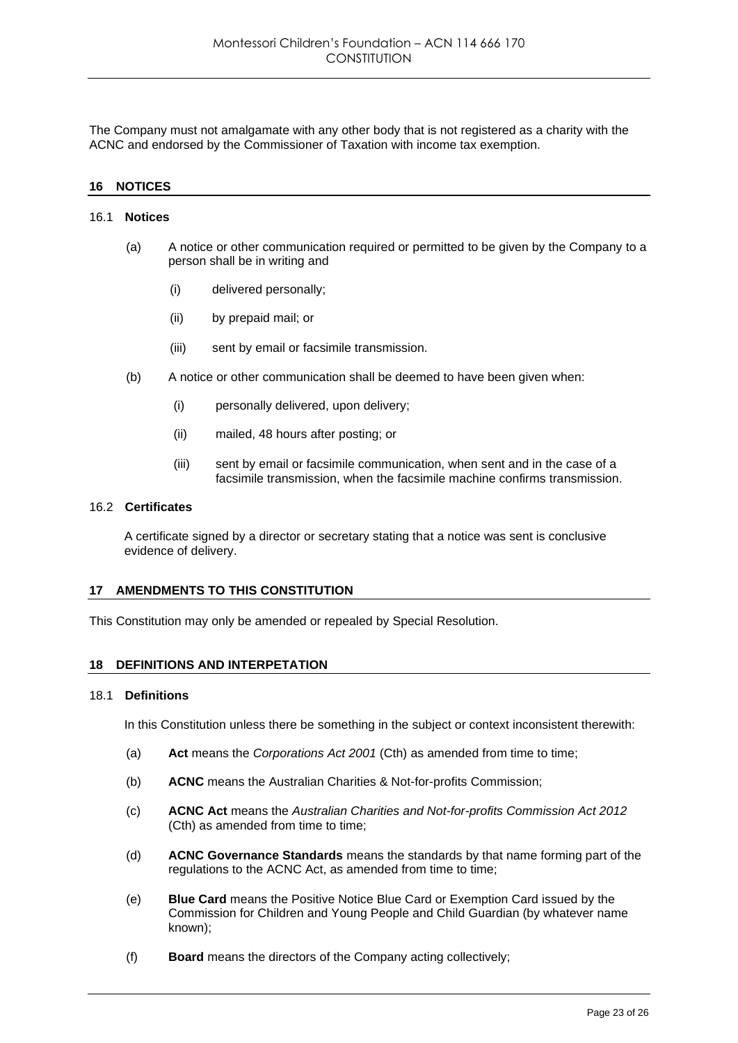The Company must not amalgamate with any other body that is not registered as a charity with the ACNC and endorsed by the Commissioner of Taxation with income tax exemption.

## 16 NOTICES

### 16.1 Notices

(a) A notice or other communication required or permitted to be given by the Company to a person shall be in writing and

(i) delivered personally;

(ii) by prepaid mail; or

(iii) sent by email or facsimile transmission.

(b) A notice or other communication shall be deemed to have been given when:

(i) personally delivered, upon delivery;

(ii) mailed, 48 hours after posting; or

(iii) sent by email or facsimile communication, when sent and in the case of a facsimile transmission, when the facsimile machine confirms transmission.

### 16.2 Certificates

A certificate signed by a director or secretary stating that a notice was sent is conclusive evidence of delivery.

## 17 AMENDMENTS TO THIS CONSTITUTION

This Constitution may only be amended or repealed by Special Resolution.

## 18 DEFINITIONS AND INTERPETATION

### 18.1 Definitions

In this Constitution unless there be something in the subject or context inconsistent therewith:

(a) **Act** means the *Corporations Act 2001* (Cth) as amended from time to time;

(b) **ACNC** means the Australian Charities & Not-for-profits Commission;

(c) **ACNC Act** means the *Australian Charities and Not-for-profits Commission Act 2012* (Cth) as amended from time to time;

(d) **ACNC Governance Standards** means the standards by that name forming part of the regulations to the ACNC Act, as amended from time to time;

(e) **Blue Card** means the Positive Notice Blue Card or Exemption Card issued by the Commission for Children and Young People and Child Guardian (by whatever name known);

(f) **Board** means the directors of the Company acting collectively;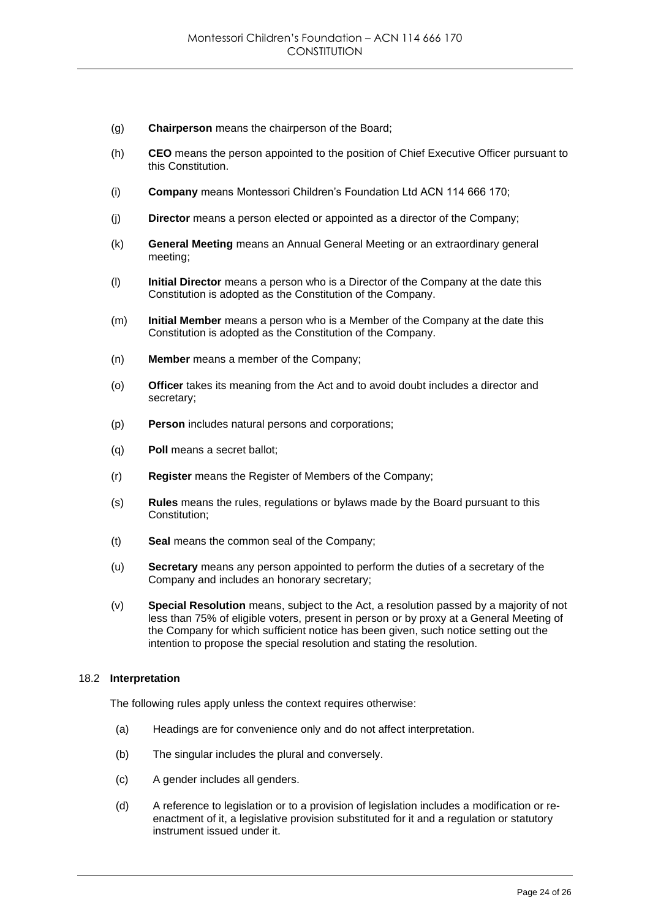(g) **Chairperson** means the chairperson of the Board;

(h) **CEO** means the person appointed to the position of Chief Executive Officer pursuant to this Constitution.

(i) **Company** means Montessori Children's Foundation Ltd ACN 114 666 170;

(j) **Director** means a person elected or appointed as a director of the Company;

(k) **General Meeting** means an Annual General Meeting or an extraordinary general meeting;

(l) **Initial Director** means a person who is a Director of the Company at the date this Constitution is adopted as the Constitution of the Company.

(m) **Initial Member** means a person who is a Member of the Company at the date this Constitution is adopted as the Constitution of the Company.

(n) **Member** means a member of the Company;

(o) **Officer** takes its meaning from the Act and to avoid doubt includes a director and secretary;

(p) **Person** includes natural persons and corporations;

(q) **Poll** means a secret ballot;

(r) **Register** means the Register of Members of the Company;

(s) **Rules** means the rules, regulations or bylaws made by the Board pursuant to this Constitution;

(t) **Seal** means the common seal of the Company;

(u) **Secretary** means any person appointed to perform the duties of a secretary of the Company and includes an honorary secretary;

(v) **Special Resolution** means, subject to the Act, a resolution passed by a majority of not less than 75% of eligible voters, present in person or by proxy at a General Meeting of the Company for which sufficient notice has been given, such notice setting out the intention to propose the special resolution and stating the resolution.

### 18.2 Interpretation

The following rules apply unless the context requires otherwise:

(a) Headings are for convenience only and do not affect interpretation.

(b) The singular includes the plural and conversely.

(c) A gender includes all genders.

(d) A reference to legislation or to a provision of legislation includes a modification or re-enactment of it, a legislative provision substituted for it and a regulation or statutory instrument issued under it.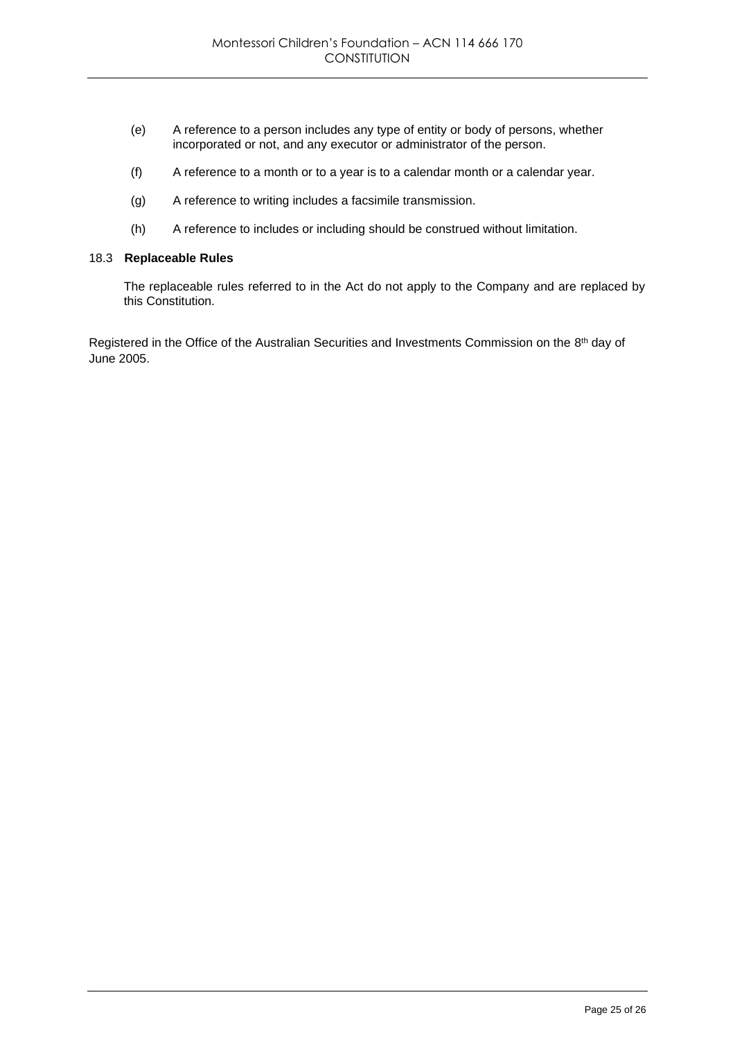(e) A reference to a person includes any type of entity or body of persons, whether incorporated or not, and any executor or administrator of the person.

(f) A reference to a month or to a year is to a calendar month or a calendar year.

(g) A reference to writing includes a facsimile transmission.

(h) A reference to includes or including should be construed without limitation.

### 18.3 Replaceable Rules

The replaceable rules referred to in the Act do not apply to the Company and are replaced by this Constitution.

Registered in the Office of the Australian Securities and Investments Commission on the 8th day of June 2005.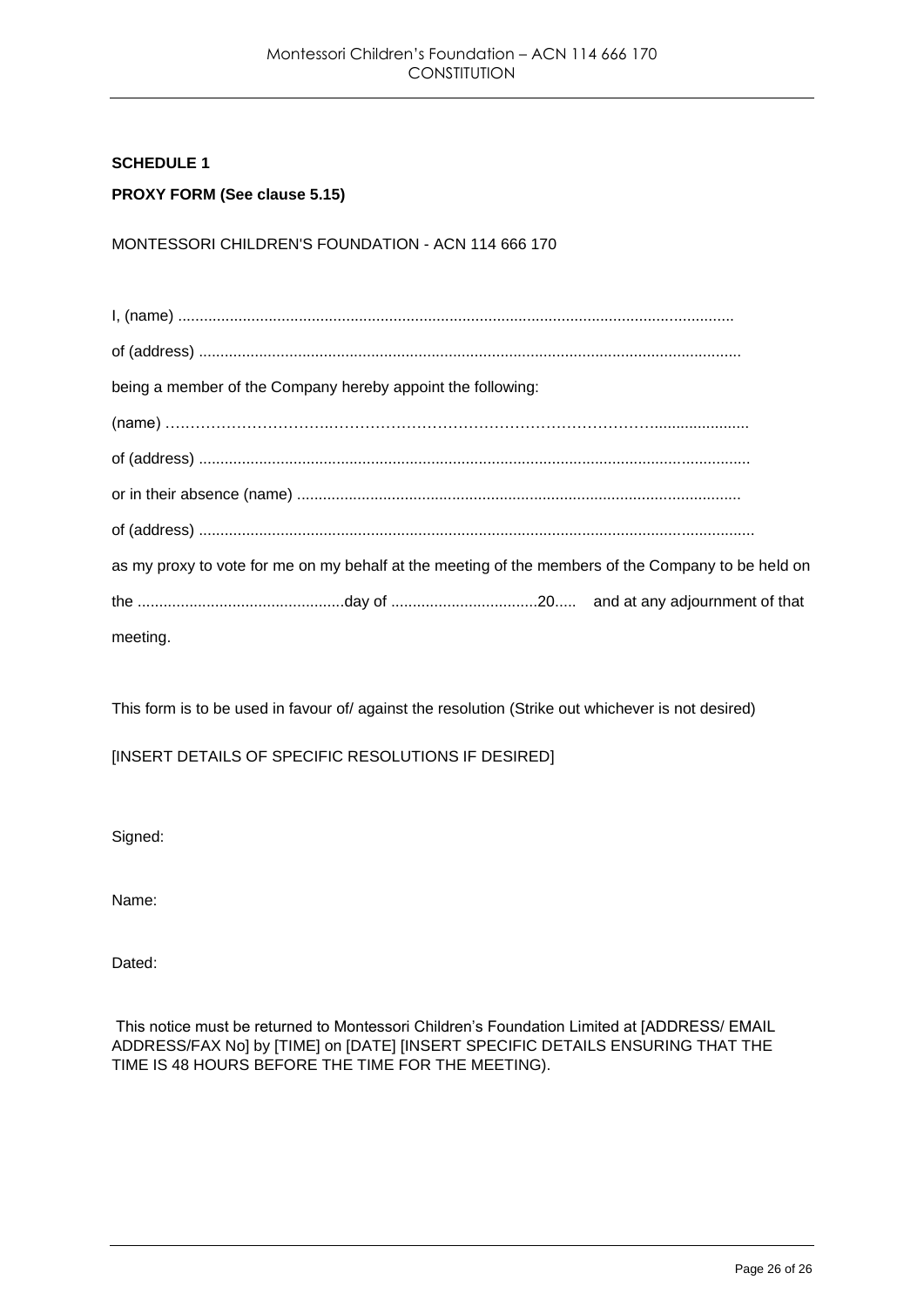**SCHEDULE 1**

**PROXY FORM (See clause 5.15)**

MONTESSORI CHILDREN'S FOUNDATION - ACN 114 666 170

I, (name) ................................................................................................................................

of (address) ............................................................................................................................

being a member of the Company hereby appoint the following:

(name) ……………………….……………………………………………………….....................

of (address) ............................................................................................................................

or in their absence (name) ......................................................................................................

of (address) ............................................................................................................................

as my proxy to vote for me on my behalf at the meeting of the members of the Company to be held on

the ................................................day of ..................................20..... and at any adjournment of that

meeting.

This form is to be used in favour of/ against the resolution (Strike out whichever is not desired)

[INSERT DETAILS OF SPECIFIC RESOLUTIONS IF DESIRED]

Signed:

Name:

Dated:

This notice must be returned to Montessori Children's Foundation Limited at [ADDRESS/ EMAIL ADDRESS/FAX No] by [TIME] on [DATE] [INSERT SPECIFIC DETAILS ENSURING THAT THE TIME IS 48 HOURS BEFORE THE TIME FOR THE MEETING).